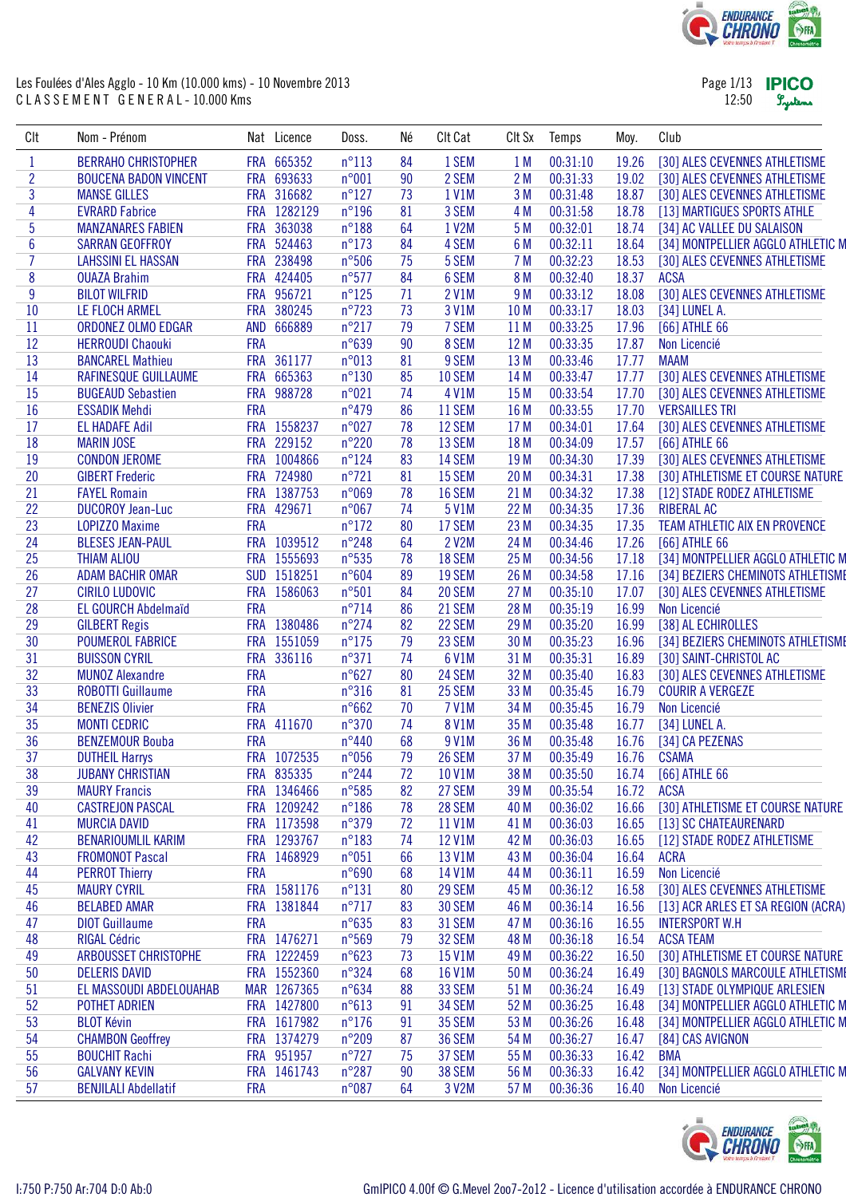Les Foulées d'Ales Agglo - 10 Km (10.000 kms) - 10 Novembre 2013

CLASSEMENT GENERAL - 10.000 Kms

| Clt | Nom - Prénom | Nat | Licence | Doss. | Né | Clt Cat | Clt Sx | Temps | Moy. | Club |
|---|---|---|---|---|---|---|---|---|---|---|
| 1 | BERRAHO CHRISTOPHER | FRA | 665352 | n°113 | 84 | 1 SEM | 1 M | 00:31:10 | 19.26 | [30] ALES CEVENNES ATHLETISME |
| 2 | BOUCENA BADON VINCENT | FRA | 693633 | n°001 | 90 | 2 SEM | 2 M | 00:31:33 | 19.02 | [30] ALES CEVENNES ATHLETISME |
| 3 | MANSE GILLES | FRA | 316682 | n°127 | 73 | 1 V1M | 3 M | 00:31:48 | 18.87 | [30] ALES CEVENNES ATHLETISME |
| 4 | EVRARD Fabrice | FRA | 1282129 | n°196 | 81 | 3 SEM | 4 M | 00:31:58 | 18.78 | [13] MARTIGUES SPORTS ATHLE |
| 5 | MANZANARES FABIEN | FRA | 363038 | n°188 | 64 | 1 V2M | 5 M | 00:32:01 | 18.74 | [34] AC VALLEE DU SALAISON |
| 6 | SARRAN GEOFFROY | FRA | 524463 | n°173 | 84 | 4 SEM | 6 M | 00:32:11 | 18.64 | [34] MONTPELLIER AGGLO ATHLETIC M |
| 7 | LAHSSINI EL HASSAN | FRA | 238498 | n°506 | 75 | 5 SEM | 7 M | 00:32:23 | 18.53 | [30] ALES CEVENNES ATHLETISME |
| 8 | OUAZA Brahim | FRA | 424405 | n°577 | 84 | 6 SEM | 8 M | 00:32:40 | 18.37 | ACSA |
| 9 | BILOT WILFRID | FRA | 956721 | n°125 | 71 | 2 V1M | 9 M | 00:33:12 | 18.08 | [30] ALES CEVENNES ATHLETISME |
| 10 | LE FLOCH ARMEL | FRA | 380245 | n°723 | 73 | 3 V1M | 10 M | 00:33:17 | 18.03 | [34] LUNEL A. |
| 11 | ORDONEZ OLMO EDGAR | AND | 666889 | n°217 | 79 | 7 SEM | 11 M | 00:33:25 | 17.96 | [66] ATHLE 66 |
| 12 | HERROUDI Chaouki | FRA | | n°639 | 90 | 8 SEM | 12 M | 00:33:35 | 17.87 | Non Licencié |
| 13 | BANCAREL Mathieu | FRA | 361177 | n°013 | 81 | 9 SEM | 13 M | 00:33:46 | 17.77 | MAAM |
| 14 | RAFINESQUE GUILLAUME | FRA | 665363 | n°130 | 85 | 10 SEM | 14 M | 00:33:47 | 17.77 | [30] ALES CEVENNES ATHLETISME |
| 15 | BUGEAUD Sebastien | FRA | 988728 | n°021 | 74 | 4 V1M | 15 M | 00:33:54 | 17.70 | [30] ALES CEVENNES ATHLETISME |
| 16 | ESSADIK Mehdi | FRA | | n°479 | 86 | 11 SEM | 16 M | 00:33:55 | 17.70 | VERSAILLES TRI |
| 17 | EL HADAFE Adil | FRA | 1558237 | n°027 | 78 | 12 SEM | 17 M | 00:34:01 | 17.64 | [30] ALES CEVENNES ATHLETISME |
| 18 | MARIN JOSE | FRA | 229152 | n°220 | 78 | 13 SEM | 18 M | 00:34:09 | 17.57 | [66] ATHLE 66 |
| 19 | CONDON JEROME | FRA | 1004866 | n°124 | 83 | 14 SEM | 19 M | 00:34:30 | 17.39 | [30] ALES CEVENNES ATHLETISME |
| 20 | GIBERT Frederic | FRA | 724980 | n°721 | 81 | 15 SEM | 20 M | 00:34:31 | 17.38 | [30] ATHLETISME ET COURSE NATURE |
| 21 | FAYEL Romain | FRA | 1387753 | n°069 | 78 | 16 SEM | 21 M | 00:34:32 | 17.38 | [12] STADE RODEZ ATHLETISME |
| 22 | DUCOROY Jean-Luc | FRA | 429671 | n°067 | 74 | 5 V1M | 22 M | 00:34:35 | 17.36 | RIBERAL AC |
| 23 | LOPIZZO Maxime | FRA | | n°172 | 80 | 17 SEM | 23 M | 00:34:35 | 17.35 | TEAM ATHLETIC AIX EN PROVENCE |
| 24 | BLESES JEAN-PAUL | FRA | 1039512 | n°248 | 64 | 2 V2M | 24 M | 00:34:46 | 17.26 | [66] ATHLE 66 |
| 25 | THIAM ALIOU | FRA | 1555693 | n°535 | 78 | 18 SEM | 25 M | 00:34:56 | 17.18 | [34] MONTPELLIER AGGLO ATHLETIC M |
| 26 | ADAM BACHIR OMAR | SUD | 1518251 | n°604 | 89 | 19 SEM | 26 M | 00:34:58 | 17.16 | [34] BEZIERS CHEMINOTS ATHLETISME |
| 27 | CIRILO LUDOVIC | FRA | 1586063 | n°501 | 84 | 20 SEM | 27 M | 00:35:10 | 17.07 | [30] ALES CEVENNES ATHLETISME |
| 28 | EL GOURCH Abdelmaïd | FRA | | n°714 | 86 | 21 SEM | 28 M | 00:35:19 | 16.99 | Non Licencié |
| 29 | GILBERT Regis | FRA | 1380486 | n°274 | 82 | 22 SEM | 29 M | 00:35:20 | 16.99 | [38] AL ECHIROLLES |
| 30 | POUMEROL FABRICE | FRA | 1551059 | n°175 | 79 | 23 SEM | 30 M | 00:35:23 | 16.96 | [34] BEZIERS CHEMINOTS ATHLETISME |
| 31 | BUISSON CYRIL | FRA | 336116 | n°371 | 74 | 6 V1M | 31 M | 00:35:31 | 16.89 | [30] SAINT-CHRISTOL AC |
| 32 | MUNOZ Alexandre | FRA | | n°627 | 80 | 24 SEM | 32 M | 00:35:40 | 16.83 | [30] ALES CEVENNES ATHLETISME |
| 33 | ROBOTTI Guillaume | FRA | | n°316 | 81 | 25 SEM | 33 M | 00:35:45 | 16.79 | COURIR A VERGEZE |
| 34 | BENEZIS Olivier | FRA | | n°662 | 70 | 7 V1M | 34 M | 00:35:45 | 16.79 | Non Licencié |
| 35 | MONTI CEDRIC | FRA | 411670 | n°370 | 74 | 8 V1M | 35 M | 00:35:48 | 16.77 | [34] LUNEL A. |
| 36 | BENZEMOUR Bouba | FRA | | n°440 | 68 | 9 V1M | 36 M | 00:35:48 | 16.76 | [34] CA PEZENAS |
| 37 | DUTHEIL Harrys | FRA | 1072535 | n°056 | 79 | 26 SEM | 37 M | 00:35:49 | 16.76 | CSAMA |
| 38 | JUBANY CHRISTIAN | FRA | 835335 | n°244 | 72 | 10 V1M | 38 M | 00:35:50 | 16.74 | [66] ATHLE 66 |
| 39 | MAURY Francis | FRA | 1346466 | n°585 | 82 | 27 SEM | 39 M | 00:35:54 | 16.72 | ACSA |
| 40 | CASTREJON PASCAL | FRA | 1209242 | n°186 | 78 | 28 SEM | 40 M | 00:36:02 | 16.66 | [30] ATHLETISME ET COURSE NATURE |
| 41 | MURCIA DAVID | FRA | 1173598 | n°379 | 72 | 11 V1M | 41 M | 00:36:03 | 16.65 | [13] SC CHATEAURENARD |
| 42 | BENARIOUMLIL KARIM | FRA | 1293767 | n°183 | 74 | 12 V1M | 42 M | 00:36:03 | 16.65 | [12] STADE RODEZ ATHLETISME |
| 43 | FROMONOT Pascal | FRA | 1468929 | n°051 | 66 | 13 V1M | 43 M | 00:36:04 | 16.64 | ACRA |
| 44 | PERROT Thierry | FRA | | n°690 | 68 | 14 V1M | 44 M | 00:36:11 | 16.59 | Non Licencié |
| 45 | MAURY CYRIL | FRA | 1581176 | n°131 | 80 | 29 SEM | 45 M | 00:36:12 | 16.58 | [30] ALES CEVENNES ATHLETISME |
| 46 | BELABED AMAR | FRA | 1381844 | n°717 | 83 | 30 SEM | 46 M | 00:36:14 | 16.56 | [13] ACR ARLES ET SA REGION (ACRA) |
| 47 | DIOT Guillaume | FRA | | n°635 | 83 | 31 SEM | 47 M | 00:36:16 | 16.55 | INTERSPORT W.H |
| 48 | RIGAL Cédric | FRA | 1476271 | n°569 | 79 | 32 SEM | 48 M | 00:36:18 | 16.54 | ACSA TEAM |
| 49 | ARBOUSSET CHRISTOPHE | FRA | 1222459 | n°623 | 73 | 15 V1M | 49 M | 00:36:22 | 16.50 | [30] ATHLETISME ET COURSE NATURE |
| 50 | DELERIS DAVID | FRA | 1552360 | n°324 | 68 | 16 V1M | 50 M | 00:36:24 | 16.49 | [30] BAGNOLS MARCOULE ATHLETISME |
| 51 | EL MASSOUDI ABDELOUAHAB | MAR | 1267365 | n°634 | 88 | 33 SEM | 51 M | 00:36:24 | 16.49 | [13] STADE OLYMPIQUE ARLESIEN |
| 52 | POTHET ADRIEN | FRA | 1427800 | n°613 | 91 | 34 SEM | 52 M | 00:36:25 | 16.48 | [34] MONTPELLIER AGGLO ATHLETIC M |
| 53 | BLOT Kévin | FRA | 1617982 | n°176 | 91 | 35 SEM | 53 M | 00:36:26 | 16.48 | [34] MONTPELLIER AGGLO ATHLETIC M |
| 54 | CHAMBON Geoffrey | FRA | 1374279 | n°209 | 87 | 36 SEM | 54 M | 00:36:27 | 16.47 | [84] CAS AVIGNON |
| 55 | BOUCHIT Rachi | FRA | 951957 | n°727 | 75 | 37 SEM | 55 M | 00:36:33 | 16.42 | BMA |
| 56 | GALVANY KEVIN | FRA | 1461743 | n°287 | 90 | 38 SEM | 56 M | 00:36:33 | 16.42 | [34] MONTPELLIER AGGLO ATHLETIC M |
| 57 | BENJILALI Abdellatif | FRA | | n°087 | 64 | 3 V2M | 57 M | 00:36:36 | 16.40 | Non Licencié |

I:750 P:750 Ar:704 D:0 Ab:0

GmIPICO 4.00f © G.Mevel 2oo7-2012 - Licence d'utilisation accordée à ENDURANCE CHRONO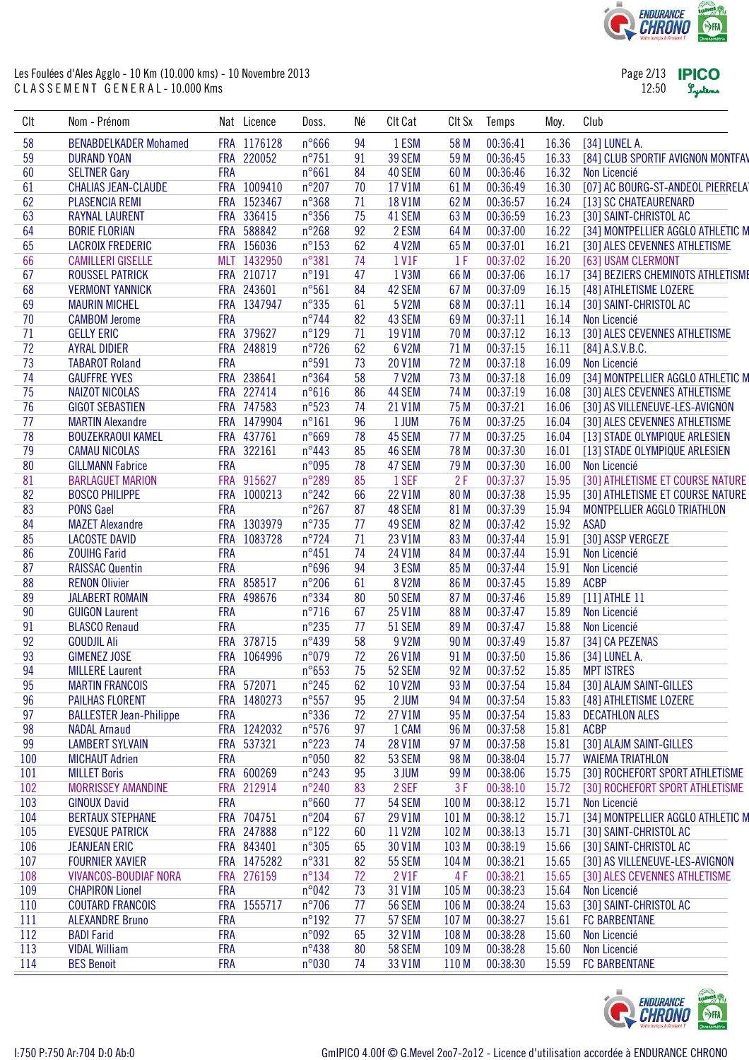Les Foulées d'Ales Agglo - 10 Km (10.000 kms) - 10 Novembre 2013

CLASSEMENT GENERAL - 10.000 Kms

| Clt | Nom - Prénom | Nat | Licence | Doss. | Né | Clt Cat | Clt Sx | Temps | Moy. | Club |
|---|---|---|---|---|---|---|---|---|---|---|
| 58 | BENABDELKADER Mohamed | FRA | 1176128 | n°666 | 94 | 1 ESM | 58 M | 00:36:41 | 16.36 | [34] LUNEL A. |
| 59 | DURAND YOAN | FRA | 220052 | n°751 | 91 | 39 SEM | 59 M | 00:36:45 | 16.33 | [84] CLUB SPORTIF AVIGNON MONTFAV |
| 60 | SELTNER Gary | FRA | | n°661 | 84 | 40 SEM | 60 M | 00:36:46 | 16.32 | Non Licencié |
| 61 | CHALIAS JEAN-CLAUDE | FRA | 1009410 | n°207 | 70 | 17 V1M | 61 M | 00:36:49 | 16.30 | [07] AC BOURG-ST-ANDEOL PIERRELA |
| 62 | PLASENCIA REMI | FRA | 1523467 | n°368 | 71 | 18 V1M | 62 M | 00:36:57 | 16.24 | [13] SC CHATEAURENARD |
| 63 | RAYNAL LAURENT | FRA | 336415 | n°356 | 75 | 41 SEM | 63 M | 00:36:59 | 16.23 | [30] SAINT-CHRISTOL AC |
| 64 | BORIE FLORIAN | FRA | 588842 | n°268 | 92 | 2 ESM | 64 M | 00:37:00 | 16.22 | [34] MONTPELLIER AGGLO ATHLETIC M |
| 65 | LACROIX FREDERIC | FRA | 156036 | n°153 | 62 | 4 V2M | 65 M | 00:37:01 | 16.21 | [30] ALES CEVENNES ATHLETISME |
| 66 | CAMILLERI GISELLE | MLT | 1432950 | n°381 | 74 | 1 V1F | 1 F | 00:37:02 | 16.20 | [63] USAM CLERMONT |
| 67 | ROUSSEL PATRICK | FRA | 210717 | n°191 | 47 | 1 V3M | 66 M | 00:37:06 | 16.17 | [34] BEZIERS CHEMINOTS ATHLETISME |
| 68 | VERMONT YANNICK | FRA | 243601 | n°561 | 84 | 42 SEM | 67 M | 00:37:09 | 16.15 | [48] ATHLETISME LOZERE |
| 69 | MAURIN MICHEL | FRA | 1347947 | n°335 | 61 | 5 V2M | 68 M | 00:37:11 | 16.14 | [30] SAINT-CHRISTOL AC |
| 70 | CAMBOM Jerome | FRA | | n°744 | 82 | 43 SEM | 69 M | 00:37:11 | 16.14 | Non Licencié |
| 71 | GELLY ERIC | FRA | 379627 | n°129 | 71 | 19 V1M | 70 M | 00:37:12 | 16.13 | [30] ALES CEVENNES ATHLETISME |
| 72 | AYRAL DIDIER | FRA | 248819 | n°726 | 62 | 6 V2M | 71 M | 00:37:15 | 16.11 | [84] A.S.V.B.C. |
| 73 | TABAROT Roland | FRA | | n°591 | 73 | 20 V1M | 72 M | 00:37:18 | 16.09 | Non Licencié |
| 74 | GAUFFRE YVES | FRA | 238641 | n°364 | 58 | 7 V2M | 73 M | 00:37:18 | 16.09 | [34] MONTPELLIER AGGLO ATHLETIC M |
| 75 | NAIZOT NICOLAS | FRA | 227414 | n°616 | 86 | 44 SEM | 74 M | 00:37:19 | 16.08 | [30] ALES CEVENNES ATHLETISME |
| 76 | GIGOT SEBASTIEN | FRA | 747583 | n°523 | 74 | 21 V1M | 75 M | 00:37:21 | 16.06 | [30] AS VILLENEUVE-LES-AVIGNON |
| 77 | MARTIN Alexandre | FRA | 1479904 | n°161 | 96 | 1 JUM | 76 M | 00:37:25 | 16.04 | [30] ALES CEVENNES ATHLETISME |
| 78 | BOUZEKRAOUI KAMEL | FRA | 437761 | n°669 | 78 | 45 SEM | 77 M | 00:37:25 | 16.04 | [13] STADE OLYMPIQUE ARLESIEN |
| 79 | CAMAU NICOLAS | FRA | 322161 | n°443 | 85 | 46 SEM | 78 M | 00:37:30 | 16.01 | [13] STADE OLYMPIQUE ARLESIEN |
| 80 | GILLMANN Fabrice | FRA | | n°095 | 78 | 47 SEM | 79 M | 00:37:30 | 16.00 | Non Licencié |
| 81 | BARLAGUET MARION | FRA | 915627 | n°289 | 85 | 1 SEF | 2 F | 00:37:37 | 15.95 | [30] ATHLETISME ET COURSE NATURE |
| 82 | BOSCO PHILIPPE | FRA | 1000213 | n°242 | 66 | 22 V1M | 80 M | 00:37:38 | 15.95 | [30] ATHLETISME ET COURSE NATURE |
| 83 | PONS Gael | FRA | | n°267 | 87 | 48 SEM | 81 M | 00:37:39 | 15.94 | MONTPELLIER AGGLO TRIATHLON |
| 84 | MAZET Alexandre | FRA | 1303979 | n°735 | 77 | 49 SEM | 82 M | 00:37:42 | 15.92 | ASAD |
| 85 | LACOSTE DAVID | FRA | 1083728 | n°724 | 71 | 23 V1M | 83 M | 00:37:44 | 15.91 | [30] ASSP VERGEZE |
| 86 | ZOUIHG Farid | FRA | | n°451 | 74 | 24 V1M | 84 M | 00:37:44 | 15.91 | Non Licencié |
| 87 | RAISSAC Quentin | FRA | | n°696 | 94 | 3 ESM | 85 M | 00:37:44 | 15.91 | Non Licencié |
| 88 | RENON Olivier | FRA | 858517 | n°206 | 61 | 8 V2M | 86 M | 00:37:45 | 15.89 | ACBP |
| 89 | JALABERT ROMAIN | FRA | 498676 | n°334 | 80 | 50 SEM | 87 M | 00:37:46 | 15.89 | [11] ATHLE 11 |
| 90 | GUIGON Laurent | FRA | | n°716 | 67 | 25 V1M | 88 M | 00:37:47 | 15.89 | Non Licencié |
| 91 | BLASCO Renaud | FRA | | n°235 | 77 | 51 SEM | 89 M | 00:37:47 | 15.88 | Non Licencié |
| 92 | GOUDJIL Ali | FRA | 378715 | n°439 | 58 | 9 V2M | 90 M | 00:37:49 | 15.87 | [34] CA PEZENAS |
| 93 | GIMENEZ JOSE | FRA | 1064996 | n°079 | 72 | 26 V1M | 91 M | 00:37:50 | 15.86 | [34] LUNEL A. |
| 94 | MILLERE Laurent | FRA | | n°653 | 75 | 52 SEM | 92 M | 00:37:52 | 15.85 | MPT ISTRES |
| 95 | MARTIN FRANCOIS | FRA | 572071 | n°245 | 62 | 10 V2M | 93 M | 00:37:54 | 15.84 | [30] ALAJM SAINT-GILLES |
| 96 | PAILHAS FLORENT | FRA | 1480273 | n°557 | 95 | 2 JUM | 94 M | 00:37:54 | 15.83 | [48] ATHLETISME LOZERE |
| 97 | BALLESTER Jean-Philippe | FRA | | n°336 | 72 | 27 V1M | 95 M | 00:37:54 | 15.83 | DECATHLON ALES |
| 98 | NADAL Arnaud | FRA | 1242032 | n°576 | 97 | 1 CAM | 96 M | 00:37:58 | 15.81 | ACBP |
| 99 | LAMBERT SYLVAIN | FRA | 537321 | n°223 | 74 | 28 V1M | 97 M | 00:37:58 | 15.81 | [30] ALAJM SAINT-GILLES |
| 100 | MICHAUT Adrien | FRA | | n°050 | 82 | 53 SEM | 98 M | 00:38:04 | 15.77 | WAIEMA TRIATHLON |
| 101 | MILLET Boris | FRA | 600269 | n°243 | 95 | 3 JUM | 99 M | 00:38:06 | 15.75 | [30] ROCHEFORT SPORT ATHLETISME |
| 102 | MORRISSEY AMANDINE | FRA | 212914 | n°240 | 83 | 2 SEF | 3 F | 00:38:10 | 15.72 | [30] ROCHEFORT SPORT ATHLETISME |
| 103 | GINOUX David | FRA | | n°660 | 77 | 54 SEM | 100 M | 00:38:12 | 15.71 | Non Licencié |
| 104 | BERTAUX STEPHANE | FRA | 704751 | n°204 | 67 | 29 V1M | 101 M | 00:38:12 | 15.71 | [34] MONTPELLIER AGGLO ATHLETIC M |
| 105 | EVESQUE PATRICK | FRA | 247888 | n°122 | 60 | 11 V2M | 102 M | 00:38:13 | 15.71 | [30] SAINT-CHRISTOL AC |
| 106 | JEANJEAN ERIC | FRA | 843401 | n°305 | 65 | 30 V1M | 103 M | 00:38:19 | 15.66 | [30] SAINT-CHRISTOL AC |
| 107 | FOURNIER XAVIER | FRA | 1475282 | n°331 | 82 | 55 SEM | 104 M | 00:38:21 | 15.65 | [30] AS VILLENEUVE-LES-AVIGNON |
| 108 | VIVANCOS-BOUDIAF NORA | FRA | 276159 | n°134 | 72 | 2 V1F | 4 F | 00:38:21 | 15.65 | [30] ALES CEVENNES ATHLETISME |
| 109 | CHAPIRON Lionel | FRA | | n°042 | 73 | 31 V1M | 105 M | 00:38:23 | 15.64 | Non Licencié |
| 110 | COUTARD FRANCOIS | FRA | 1555717 | n°706 | 77 | 56 SEM | 106 M | 00:38:24 | 15.63 | [30] SAINT-CHRISTOL AC |
| 111 | ALEXANDRE Bruno | FRA | | n°192 | 77 | 57 SEM | 107 M | 00:38:27 | 15.61 | FC BARBENTANE |
| 112 | BADI Farid | FRA | | n°092 | 65 | 32 V1M | 108 M | 00:38:28 | 15.60 | Non Licencié |
| 113 | VIDAL William | FRA | | n°438 | 80 | 58 SEM | 109 M | 00:38:28 | 15.60 | Non Licencié |
| 114 | BES Benoit | FRA | | n°030 | 74 | 33 V1M | 110 M | 00:38:30 | 15.59 | FC BARBENTANE |

I:750 P:750 Ar:704 D:0 Ab:0

GmIPICO 4.00f © G.Mevel 2oo7-2012 - Licence d'utilisation accordée à ENDURANCE CHRONO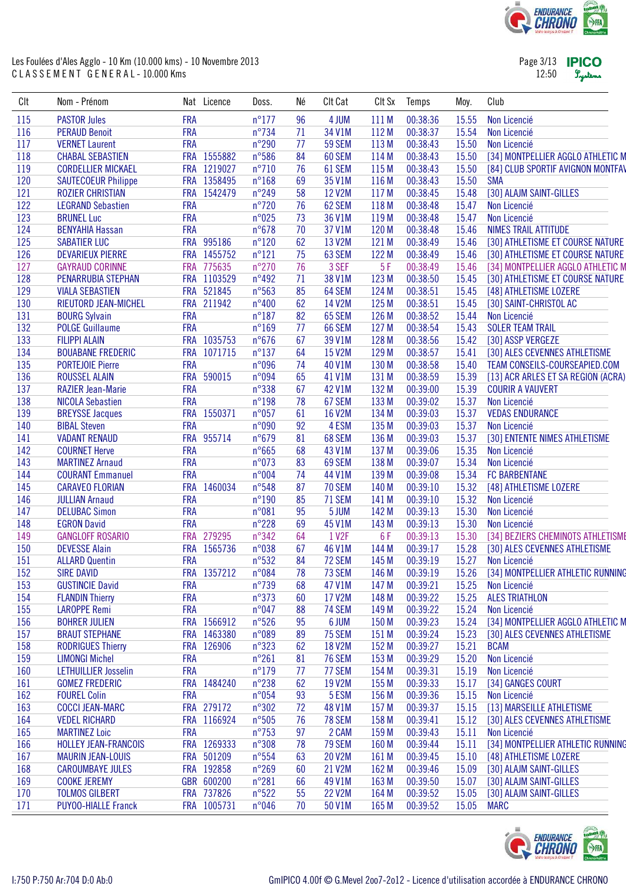Les Foulées d'Ales Agglo - 10 Km (10.000 kms) - 10 Novembre 2013
C L A S S E M E N T G E N E R A L - 10.000 Kms

| Clt | Nom - Prénom | Nat | Licence | Doss. | Né | Clt Cat | Clt Sx | Temps | Moy. | Club |
|---|---|---|---|---|---|---|---|---|---|---|
| 115 | PASTOR Jules | FRA | | n°177 | 96 | 4 JUM | 111 M | 00:38:36 | 15.55 | Non Licencié |
| 116 | PERAUD Benoit | FRA | | n°734 | 71 | 34 V1M | 112 M | 00:38:37 | 15.54 | Non Licencié |
| 117 | VERNET Laurent | FRA | | n°290 | 77 | 59 SEM | 113 M | 00:38:43 | 15.50 | Non Licencié |
| 118 | CHABAL SEBASTIEN | FRA | 1555882 | n°586 | 84 | 60 SEM | 114 M | 00:38:43 | 15.50 | [34] MONTPELLIER AGGLO ATHLETIC M |
| 119 | CORDELLIER MICKAEL | FRA | 1219027 | n°710 | 76 | 61 SEM | 115 M | 00:38:43 | 15.50 | [84] CLUB SPORTIF AVIGNON MONTFAV |
| 120 | SAUTECOEUR Philippe | FRA | 1358495 | n°168 | 69 | 35 V1M | 116 M | 00:38:43 | 15.50 | SMA |
| 121 | ROZIER CHRISTIAN | FRA | 1542479 | n°249 | 58 | 12 V2M | 117 M | 00:38:45 | 15.48 | [30] ALAJM SAINT-GILLES |
| 122 | LEGRAND Sebastien | FRA | | n°720 | 76 | 62 SEM | 118 M | 00:38:48 | 15.47 | Non Licencié |
| 123 | BRUNEL Luc | FRA | | n°025 | 73 | 36 V1M | 119 M | 00:38:48 | 15.47 | Non Licencié |
| 124 | BENYAHIA Hassan | FRA | | n°678 | 70 | 37 V1M | 120 M | 00:38:48 | 15.46 | NIMES TRAIL ATTITUDE |
| 125 | SABATIER LUC | FRA | 995186 | n°120 | 62 | 13 V2M | 121 M | 00:38:49 | 15.46 | [30] ATHLETISME ET COURSE NATURE |
| 126 | DEVARIEUX PIERRE | FRA | 1455752 | n°121 | 75 | 63 SEM | 122 M | 00:38:49 | 15.46 | [30] ATHLETISME ET COURSE NATURE |
| 127 | GAYRAUD CORINNE | FRA | 775635 | n°270 | 76 | 3 SEF | 5 F | 00:38:49 | 15.46 | [34] MONTPELLIER AGGLO ATHLETIC M |
| 128 | PENARRUBIA STEPHAN | FRA | 1103529 | n°492 | 71 | 38 V1M | 123 M | 00:38:50 | 15.45 | [30] ATHLETISME ET COURSE NATURE |
| 129 | VIALA SEBASTIEN | FRA | 521845 | n°563 | 85 | 64 SEM | 124 M | 00:38:51 | 15.45 | [48] ATHLETISME LOZERE |
| 130 | RIEUTORD JEAN-MICHEL | FRA | 211942 | n°400 | 62 | 14 V2M | 125 M | 00:38:51 | 15.45 | [30] SAINT-CHRISTOL AC |
| 131 | BOURG Sylvain | FRA | | n°187 | 82 | 65 SEM | 126 M | 00:38:52 | 15.44 | Non Licencié |
| 132 | POLGE Guillaume | FRA | | n°169 | 77 | 66 SEM | 127 M | 00:38:54 | 15.43 | SOLER TEAM TRAIL |
| 133 | FILIPPI ALAIN | FRA | 1035753 | n°676 | 67 | 39 V1M | 128 M | 00:38:56 | 15.42 | [30] ASSP VERGEZE |
| 134 | BOUABANE FREDERIC | FRA | 1071715 | n°137 | 64 | 15 V2M | 129 M | 00:38:57 | 15.41 | [30] ALES CEVENNES ATHLETISME |
| 135 | PORTEJOIE Pierre | FRA | | n°096 | 74 | 40 V1M | 130 M | 00:38:58 | 15.40 | TEAM CONSEILS-COURSEAPIED.COM |
| 136 | ROUSSEL ALAIN | FRA | 590015 | n°094 | 65 | 41 V1M | 131 M | 00:38:59 | 15.39 | [13] ACR ARLES ET SA REGION (ACRA) |
| 137 | RAZIER Jean-Marie | FRA | | n°338 | 67 | 42 V1M | 132 M | 00:39:00 | 15.39 | COURIR A VAUVERT |
| 138 | NICOLA Sebastien | FRA | | n°198 | 78 | 67 SEM | 133 M | 00:39:02 | 15.37 | Non Licencié |
| 139 | BREYSSE Jacques | FRA | 1550371 | n°057 | 61 | 16 V2M | 134 M | 00:39:03 | 15.37 | VEDAS ENDURANCE |
| 140 | BIBAL Steven | FRA | | n°090 | 92 | 4 ESM | 135 M | 00:39:03 | 15.37 | Non Licencié |
| 141 | VADANT RENAUD | FRA | 955714 | n°679 | 81 | 68 SEM | 136 M | 00:39:03 | 15.37 | [30] ENTENTE NIMES ATHLETISME |
| 142 | COURNET Herve | FRA | | n°665 | 68 | 43 V1M | 137 M | 00:39:06 | 15.35 | Non Licencié |
| 143 | MARTINEZ Arnaud | FRA | | n°073 | 83 | 69 SEM | 138 M | 00:39:07 | 15.34 | Non Licencié |
| 144 | COURANT Emmanuel | FRA | | n°004 | 74 | 44 V1M | 139 M | 00:39:08 | 15.34 | FC BARBENTANE |
| 145 | CARAVEO FLORIAN | FRA | 1460034 | n°548 | 87 | 70 SEM | 140 M | 00:39:10 | 15.32 | [48] ATHLETISME LOZERE |
| 146 | JULLIAN Arnaud | FRA | | n°190 | 85 | 71 SEM | 141 M | 00:39:10 | 15.32 | Non Licencié |
| 147 | DELUBAC Simon | FRA | | n°081 | 95 | 5 JUM | 142 M | 00:39:13 | 15.30 | Non Licencié |
| 148 | EGRON David | FRA | | n°228 | 69 | 45 V1M | 143 M | 00:39:13 | 15.30 | Non Licencié |
| 149 | GANGLOFF ROSARIO | FRA | 279295 | n°342 | 64 | 1 V2F | 6 F | 00:39:13 | 15.30 | [34] BEZIERS CHEMINOTS ATHLETISME |
| 150 | DEVESSE Alain | FRA | 1565736 | n°038 | 67 | 46 V1M | 144 M | 00:39:17 | 15.28 | [30] ALES CEVENNES ATHLETISME |
| 151 | ALLARD Quentin | FRA | | n°532 | 84 | 72 SEM | 145 M | 00:39:19 | 15.27 | Non Licencié |
| 152 | SIRE DAVID | FRA | 1357212 | n°084 | 78 | 73 SEM | 146 M | 00:39:19 | 15.26 | [34] MONTPELLIER ATHLETIC RUNNING |
| 153 | GUSTINCIE David | FRA | | n°739 | 68 | 47 V1M | 147 M | 00:39:21 | 15.25 | Non Licencié |
| 154 | FLANDIN Thierry | FRA | | n°373 | 60 | 17 V2M | 148 M | 00:39:22 | 15.25 | ALES TRIATHLON |
| 155 | LAROPPE Remi | FRA | | n°047 | 88 | 74 SEM | 149 M | 00:39:22 | 15.24 | Non Licencié |
| 156 | BOHRER JULIEN | FRA | 1566912 | n°526 | 95 | 6 JUM | 150 M | 00:39:23 | 15.24 | [34] MONTPELLIER AGGLO ATHLETIC M |
| 157 | BRAUT STEPHANE | FRA | 1463380 | n°089 | 89 | 75 SEM | 151 M | 00:39:24 | 15.23 | [30] ALES CEVENNES ATHLETISME |
| 158 | RODRIGUES Thierry | FRA | 126906 | n°323 | 62 | 18 V2M | 152 M | 00:39:27 | 15.21 | BCAM |
| 159 | LIMONGI Michel | FRA | | n°261 | 81 | 76 SEM | 153 M | 00:39:29 | 15.20 | Non Licencié |
| 160 | LETHUILLIER Josselin | FRA | | n°179 | 77 | 77 SEM | 154 M | 00:39:31 | 15.19 | Non Licencié |
| 161 | GOMEZ FREDERIC | FRA | 1484240 | n°238 | 62 | 19 V2M | 155 M | 00:39:33 | 15.17 | [34] GANGES COURT |
| 162 | FOUREL Colin | FRA | | n°054 | 93 | 5 ESM | 156 M | 00:39:36 | 15.15 | Non Licencié |
| 163 | COCCI JEAN-MARC | FRA | 279172 | n°302 | 72 | 48 V1M | 157 M | 00:39:37 | 15.15 | [13] MARSEILLE ATHLETISME |
| 164 | VEDEL RICHARD | FRA | 1166924 | n°505 | 76 | 78 SEM | 158 M | 00:39:41 | 15.12 | [30] ALES CEVENNES ATHLETISME |
| 165 | MARTINEZ Loic | FRA | | n°753 | 97 | 2 CAM | 159 M | 00:39:43 | 15.11 | Non Licencié |
| 166 | HOLLEY JEAN-FRANCOIS | FRA | 1269333 | n°308 | 78 | 79 SEM | 160 M | 00:39:44 | 15.11 | [34] MONTPELLIER ATHLETIC RUNNING |
| 167 | MAURIN JEAN-LOUIS | FRA | 501209 | n°554 | 63 | 20 V2M | 161 M | 00:39:45 | 15.10 | [48] ATHLETISME LOZERE |
| 168 | CAROUMBAYE JULES | FRA | 192858 | n°269 | 60 | 21 V2M | 162 M | 00:39:46 | 15.09 | [30] ALAJM SAINT-GILLES |
| 169 | COOKE JEREMY | GBR | 600200 | n°281 | 66 | 49 V1M | 163 M | 00:39:50 | 15.07 | [30] ALAJM SAINT-GILLES |
| 170 | TOLMOS GILBERT | FRA | 737826 | n°522 | 55 | 22 V2M | 164 M | 00:39:52 | 15.05 | [30] ALAJM SAINT-GILLES |
| 171 | PUYOO-HIALLE Franck | FRA | 1005731 | n°046 | 70 | 50 V1M | 165 M | 00:39:52 | 15.05 | MARC |

I:750 P:750 Ar:704 D:0 Ab:0

GmIPICO 4.00f © G.Mevel 2oo7-2012 - Licence d'utilisation accordée à ENDURANCE CHRONO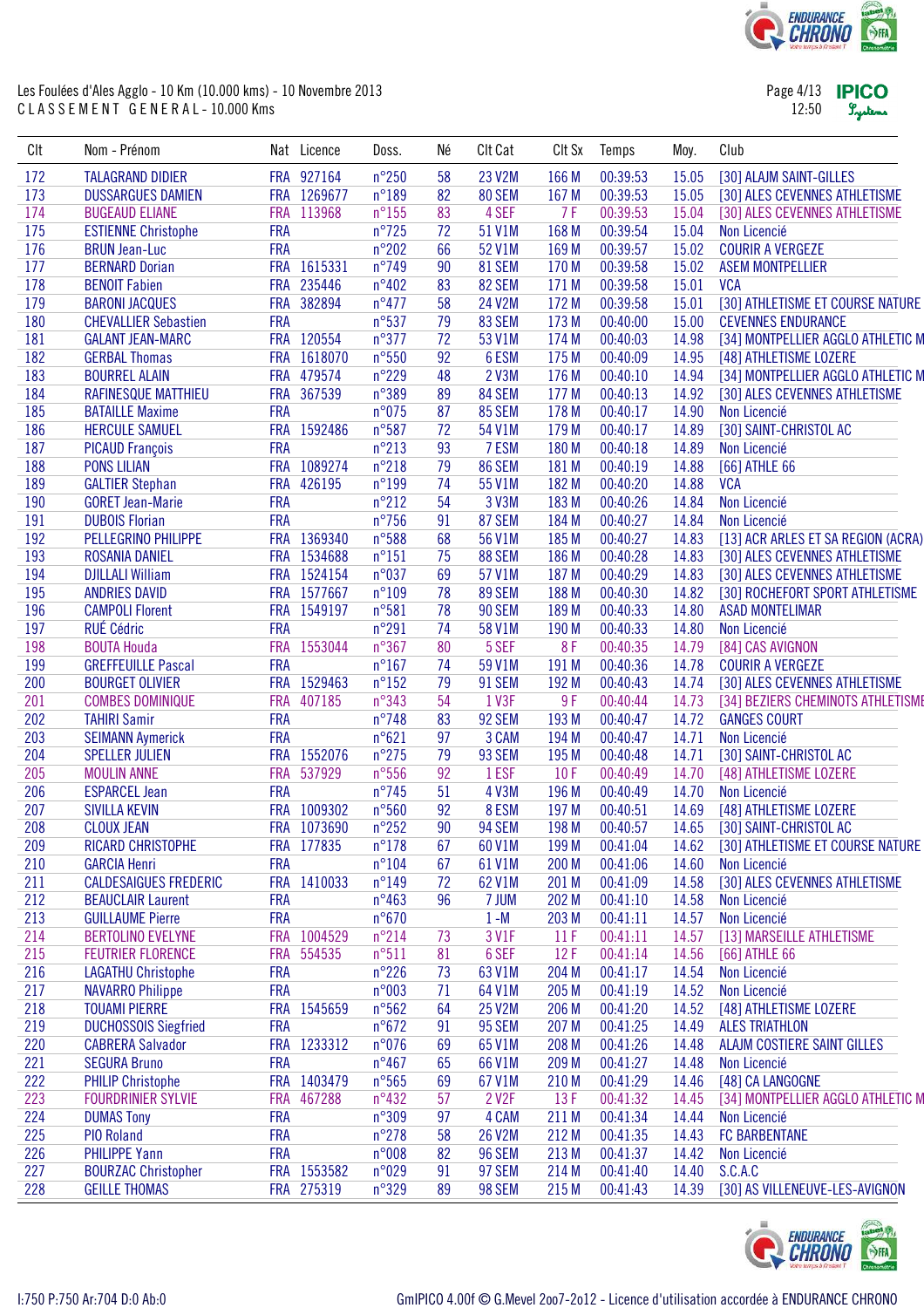Les Foulées d'Ales Agglo - 10 Km (10.000 kms) - 10 Novembre 2013

CLASSEMENT GENERAL - 10.000 Kms

| Clt | Nom - Prénom | Nat | Licence | Doss. | Né | Clt Cat | Clt Sx | Temps | Moy. | Club |
|---|---|---|---|---|---|---|---|---|---|---|
| 172 | TALAGRAND DIDIER | FRA | 927164 | n°250 | 58 | 23 V2M | 166 M | 00:39:53 | 15.05 | [30] ALAJM SAINT-GILLES |
| 173 | DUSSARGUES DAMIEN | FRA | 1269677 | n°189 | 82 | 80 SEM | 167 M | 00:39:53 | 15.05 | [30] ALES CEVENNES ATHLETISME |
| 174 | BUGEAUD ELIANE | FRA | 113968 | n°155 | 83 | 4 SEF | 7 F | 00:39:53 | 15.04 | [30] ALES CEVENNES ATHLETISME |
| 175 | ESTIENNE Christophe | FRA | | n°725 | 72 | 51 V1M | 168 M | 00:39:54 | 15.04 | Non Licencié |
| 176 | BRUN Jean-Luc | FRA | | n°202 | 66 | 52 V1M | 169 M | 00:39:57 | 15.02 | COURIR A VERGEZE |
| 177 | BERNARD Dorian | FRA | 1615331 | n°749 | 90 | 81 SEM | 170 M | 00:39:58 | 15.02 | ASEM MONTPELLIER |
| 178 | BENOIT Fabien | FRA | 235446 | n°402 | 83 | 82 SEM | 171 M | 00:39:58 | 15.01 | VCA |
| 179 | BARONI JACQUES | FRA | 382894 | n°477 | 58 | 24 V2M | 172 M | 00:39:58 | 15.01 | [30] ATHLETISME ET COURSE NATURE |
| 180 | CHEVALLIER Sebastien | FRA | | n°537 | 79 | 83 SEM | 173 M | 00:40:00 | 15.00 | CEVENNES ENDURANCE |
| 181 | GALANT JEAN-MARC | FRA | 120554 | n°377 | 72 | 53 V1M | 174 M | 00:40:03 | 14.98 | [34] MONTPELLIER AGGLO ATHLETIC M |
| 182 | GERBAL Thomas | FRA | 1618070 | n°550 | 92 | 6 ESM | 175 M | 00:40:09 | 14.95 | [48] ATHLETISME LOZERE |
| 183 | BOURREL ALAIN | FRA | 479574 | n°229 | 48 | 2 V3M | 176 M | 00:40:10 | 14.94 | [34] MONTPELLIER AGGLO ATHLETIC M |
| 184 | RAFINESQUE MATTHIEU | FRA | 367539 | n°389 | 89 | 84 SEM | 177 M | 00:40:13 | 14.92 | [30] ALES CEVENNES ATHLETISME |
| 185 | BATAILLE Maxime | FRA | | n°075 | 87 | 85 SEM | 178 M | 00:40:17 | 14.90 | Non Licencié |
| 186 | HERCULE SAMUEL | FRA | 1592486 | n°587 | 72 | 54 V1M | 179 M | 00:40:17 | 14.89 | [30] SAINT-CHRISTOL AC |
| 187 | PICAUD François | FRA | | n°213 | 93 | 7 ESM | 180 M | 00:40:18 | 14.89 | Non Licencié |
| 188 | PONS LILIAN | FRA | 1089274 | n°218 | 79 | 86 SEM | 181 M | 00:40:19 | 14.88 | [66] ATHLE 66 |
| 189 | GALTIER Stephan | FRA | 426195 | n°199 | 74 | 55 V1M | 182 M | 00:40:20 | 14.88 | VCA |
| 190 | GORET Jean-Marie | FRA | | n°212 | 54 | 3 V3M | 183 M | 00:40:26 | 14.84 | Non Licencié |
| 191 | DUBOIS Florian | FRA | | n°756 | 91 | 87 SEM | 184 M | 00:40:27 | 14.84 | Non Licencié |
| 192 | PELLEGRINO PHILIPPE | FRA | 1369340 | n°588 | 68 | 56 V1M | 185 M | 00:40:27 | 14.83 | [13] ACR ARLES ET SA REGION (ACRA) |
| 193 | ROSANIA DANIEL | FRA | 1534688 | n°151 | 75 | 88 SEM | 186 M | 00:40:28 | 14.83 | [30] ALES CEVENNES ATHLETISME |
| 194 | DJILLALI William | FRA | 1524154 | n°037 | 69 | 57 V1M | 187 M | 00:40:29 | 14.83 | [30] ALES CEVENNES ATHLETISME |
| 195 | ANDRIES DAVID | FRA | 1577667 | n°109 | 78 | 89 SEM | 188 M | 00:40:30 | 14.82 | [30] ROCHEFORT SPORT ATHLETISME |
| 196 | CAMPOLI Florent | FRA | 1549197 | n°581 | 78 | 90 SEM | 189 M | 00:40:33 | 14.80 | ASAD MONTELIMAR |
| 197 | RUÉ Cédric | FRA | | n°291 | 74 | 58 V1M | 190 M | 00:40:33 | 14.80 | Non Licencié |
| 198 | BOUTA Houda | FRA | 1553044 | n°367 | 80 | 5 SEF | 8 F | 00:40:35 | 14.79 | [84] CAS AVIGNON |
| 199 | GREFFEUILLE Pascal | FRA | | n°167 | 74 | 59 V1M | 191 M | 00:40:36 | 14.78 | COURIR A VERGEZE |
| 200 | BOURGET OLIVIER | FRA | 1529463 | n°152 | 79 | 91 SEM | 192 M | 00:40:43 | 14.74 | [30] ALES CEVENNES ATHLETISME |
| 201 | COMBES DOMINIQUE | FRA | 407185 | n°343 | 54 | 1 V3F | 9 F | 00:40:44 | 14.73 | [34] BEZIERS CHEMINOTS ATHLETISME |
| 202 | TAHIRI Samir | FRA | | n°748 | 83 | 92 SEM | 193 M | 00:40:47 | 14.72 | GANGES COURT |
| 203 | SEIMANN Aymerick | FRA | | n°621 | 97 | 3 CAM | 194 M | 00:40:47 | 14.71 | Non Licencié |
| 204 | SPELLER JULIEN | FRA | 1552076 | n°275 | 79 | 93 SEM | 195 M | 00:40:48 | 14.71 | [30] SAINT-CHRISTOL AC |
| 205 | MOULIN ANNE | FRA | 537929 | n°556 | 92 | 1 ESF | 10 F | 00:40:49 | 14.70 | [48] ATHLETISME LOZERE |
| 206 | ESPARCEL Jean | FRA | | n°745 | 51 | 4 V3M | 196 M | 00:40:49 | 14.70 | Non Licencié |
| 207 | SIVILLA KEVIN | FRA | 1009302 | n°560 | 92 | 8 ESM | 197 M | 00:40:51 | 14.69 | [48] ATHLETISME LOZERE |
| 208 | CLOUX JEAN | FRA | 1073690 | n°252 | 90 | 94 SEM | 198 M | 00:40:57 | 14.65 | [30] SAINT-CHRISTOL AC |
| 209 | RICARD CHRISTOPHE | FRA | 177835 | n°178 | 67 | 60 V1M | 199 M | 00:41:04 | 14.62 | [30] ATHLETISME ET COURSE NATURE |
| 210 | GARCIA Henri | FRA | | n°104 | 67 | 61 V1M | 200 M | 00:41:06 | 14.60 | Non Licencié |
| 211 | CALDESAIGUES FREDERIC | FRA | 1410033 | n°149 | 72 | 62 V1M | 201 M | 00:41:09 | 14.58 | [30] ALES CEVENNES ATHLETISME |
| 212 | BEAUCLAIR Laurent | FRA | | n°463 | 96 | 7 JUM | 202 M | 00:41:10 | 14.58 | Non Licencié |
| 213 | GUILLAUME Pierre | FRA | | n°670 | | 1 -M | 203 M | 00:41:11 | 14.57 | Non Licencié |
| 214 | BERTOLINO EVELYNE | FRA | 1004529 | n°214 | 73 | 3 V1F | 11 F | 00:41:11 | 14.57 | [13] ISTRES ATHLETISME |
| 215 | FEUTRIER FLORENCE | FRA | 554535 | n°511 | 81 | 6 SEF | 12 F | 00:41:14 | 14.56 | [66] ATHLE 66 |
| 216 | LAGATHU Christophe | FRA | | n°226 | 73 | 63 V1M | 204 M | 00:41:17 | 14.54 | Non Licencié |
| 217 | NAVARRO Philippe | FRA | | n°003 | 71 | 64 V1M | 205 M | 00:41:19 | 14.52 | Non Licencié |
| 218 | TOUAMI PIERRE | FRA | 1545659 | n°562 | 64 | 25 V2M | 206 M | 00:41:20 | 14.52 | [48] ATHLETISME LOZERE |
| 219 | DUCHOSSOIS Siegfried | FRA | | n°672 | 91 | 95 SEM | 207 M | 00:41:25 | 14.49 | ALES TRIATHLON |
| 220 | CABRERA Salvador | FRA | 1233312 | n°076 | 69 | 65 V1M | 208 M | 00:41:26 | 14.48 | ALAJM COSTIERE SAINT GILLES |
| 221 | SEGURA Bruno | FRA | | n°467 | 65 | 66 V1M | 209 M | 00:41:27 | 14.48 | Non Licencié |
| 222 | PHILIP Christophe | FRA | 1403479 | n°565 | 69 | 67 V1M | 210 M | 00:41:29 | 14.46 | [48] CA LANGOGNE |
| 223 | FOURDRINIER SYLVIE | FRA | 467288 | n°432 | 57 | 2 V2F | 13 F | 00:41:32 | 14.45 | [34] MONTPELLIER AGGLO ATHLETIC M |
| 224 | DUMAS Tony | FRA | | n°309 | 97 | 4 CAM | 211 M | 00:41:34 | 14.44 | Non Licencié |
| 225 | PIO Roland | FRA | | n°278 | 58 | 26 V2M | 212 M | 00:41:35 | 14.43 | FC BARBENTANE |
| 226 | PHILIPPE Yann | FRA | | n°008 | 82 | 96 SEM | 213 M | 00:41:37 | 14.42 | Non Licencié |
| 227 | BOURZAC Christopher | FRA | 1553582 | n°029 | 91 | 97 SEM | 214 M | 00:41:40 | 14.40 | S.C.A.C |
| 228 | GEILLE THOMAS | FRA | 275319 | n°329 | 89 | 98 SEM | 215 M | 00:41:43 | 14.39 | [30] AS VILLENEUVE-LES-AVIGNON |

I:750 P:750 Ar:704 D:0 Ab:0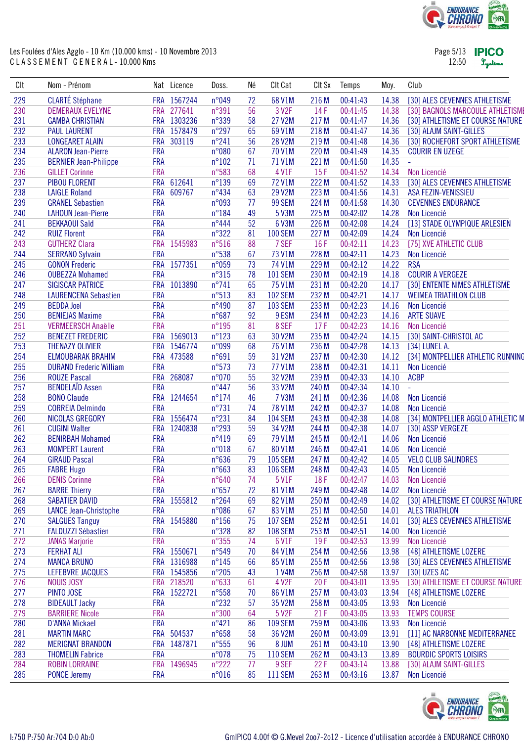Les Foulées d'Ales Agglo - 10 Km (10.000 kms) - 10 Novembre 2013

CLASSEMENT GENERAL - 10.000 Kms

| Clt | Nom - Prénom | Nat | Licence | Doss. | Né | Clt Cat | Clt Sx | Temps | Moy. | Club |
|---|---|---|---|---|---|---|---|---|---|---|
| 229 | CLARTÉ Stéphane | FRA | 1567244 | n°049 | 72 | 68 V1M | 216 M | 00:41:43 | 14.38 | [30] ALES CEVENNES ATHLETISME |
| 230 | DEMERAUX EVELYNE | FRA | 277641 | n°391 | 56 | 3 V2F | 14 F | 00:41:45 | 14.38 | [30] BAGNOLS MARCOULE ATHLETISME |
| 231 | GAMBA CHRISTIAN | FRA | 1303236 | n°339 | 58 | 27 V2M | 217 M | 00:41:47 | 14.36 | [30] ATHLETISME ET COURSE NATURE |
| 232 | PAUL LAURENT | FRA | 1578479 | n°297 | 65 | 69 V1M | 218 M | 00:41:47 | 14.36 | [30] ALAJM SAINT-GILLES |
| 233 | LONGEARET ALAIN | FRA | 303119 | n°241 | 56 | 28 V2M | 219 M | 00:41:48 | 14.36 | [30] ROCHEFORT SPORT ATHLETISME |
| 234 | ALARON Jean-Pierre | FRA | | n°080 | 67 | 70 V1M | 220 M | 00:41:49 | 14.35 | COURIR EN UZEGE |
| 235 | BERNIER Jean-Philippe | FRA | | n°102 | 71 | 71 V1M | 221 M | 00:41:50 | 14.35 | - |
| 236 | GILLET Corinne | FRA | | n°583 | 68 | 4 V1F | 15 F | 00:41:52 | 14.34 | Non Licencié |
| 237 | PIBOU FLORENT | FRA | 612641 | n°139 | 69 | 72 V1M | 222 M | 00:41:52 | 14.33 | [30] ALES CEVENNES ATHLETISME |
| 238 | LAIGLE Roland | FRA | 609767 | n°434 | 63 | 29 V2M | 223 M | 00:41:56 | 14.31 | ASA FEZIN-VENISSIEU |
| 239 | GRANEL Sebastien | FRA | | n°093 | 77 | 99 SEM | 224 M | 00:41:58 | 14.30 | CEVENNES ENDURANCE |
| 240 | LAHOUN Jean-Pierre | FRA | | n°184 | 49 | 5 V3M | 225 M | 00:42:02 | 14.28 | Non Licencié |
| 241 | BEKKAOUI Saïd | FRA | | n°444 | 52 | 6 V3M | 226 M | 00:42:08 | 14.24 | [13] STADE OLYMPIQUE ARLESIEN |
| 242 | RUIZ Florent | FRA | | n°322 | 81 | 100 SEM | 227 M | 00:42:09 | 14.24 | Non Licencié |
| 243 | GUTHERZ Clara | FRA | 1545983 | n°516 | 88 | 7 SEF | 16 F | 00:42:11 | 14.23 | [75] XVE ATHLETIC CLUB |
| 244 | SERRANO Sylvain | FRA | | n°538 | 67 | 73 V1M | 228 M | 00:42:11 | 14.23 | Non Licencié |
| 245 | GONON Frederic | FRA | 1577351 | n°059 | 73 | 74 V1M | 229 M | 00:42:12 | 14.22 | RSA |
| 246 | OUBEZZA Mohamed | FRA | | n°315 | 78 | 101 SEM | 230 M | 00:42:19 | 14.18 | COURIR A VERGEZE |
| 247 | SIGISCAR PATRICE | FRA | 1013890 | n°741 | 65 | 75 V1M | 231 M | 00:42:20 | 14.17 | [30] ENTENTE NIMES ATHLETISME |
| 248 | LAURENCENA Sebastien | FRA | | n°513 | 83 | 102 SEM | 232 M | 00:42:21 | 14.17 | WEIMEA TRIATHLON CLUB |
| 249 | BEDDA Joel | FRA | | n°490 | 87 | 103 SEM | 233 M | 00:42:23 | 14.16 | Non Licencié |
| 250 | BENIEJAS Maxime | FRA | | n°687 | 92 | 9 ESM | 234 M | 00:42:23 | 14.16 | ARTE SUAVE |
| 251 | VERMEERSCH Anaëlle | FRA | | n°195 | 81 | 8 SEF | 17 F | 00:42:23 | 14.16 | Non Licencié |
| 252 | BENEZET FREDERIC | FRA | 1569013 | n°123 | 63 | 30 V2M | 235 M | 00:42:24 | 14.15 | [30] SAINT-CHRISTOL AC |
| 253 | THENAZY OLIVIER | FRA | 1546774 | n°099 | 68 | 76 V1M | 236 M | 00:42:28 | 14.13 | [34] LUNEL A. |
| 254 | ELMOUBARAK BRAHIM | FRA | 473588 | n°691 | 59 | 31 V2M | 237 M | 00:42:30 | 14.12 | [34] MONTPELLIER ATHLETIC RUNNING |
| 255 | DURAND Frederic William | FRA | | n°573 | 73 | 77 V1M | 238 M | 00:42:31 | 14.11 | Non Licencié |
| 256 | ROUZE Pascal | FRA | 268087 | n°070 | 55 | 32 V2M | 239 M | 00:42:33 | 14.10 | ACBP |
| 257 | BENDELAÏD Assen | FRA | | n°447 | 56 | 33 V2M | 240 M | 00:42:34 | 14.10 | - |
| 258 | BONO Claude | FRA | 1244654 | n°174 | 46 | 7 V3M | 241 M | 00:42:36 | 14.08 | Non Licencié |
| 259 | CORREIA Delmindo | FRA | | n°731 | 74 | 78 V1M | 242 M | 00:42:37 | 14.08 | Non Licencié |
| 260 | NICOLAS GREGORY | FRA | 1556474 | n°231 | 84 | 104 SEM | 243 M | 00:42:38 | 14.08 | [34] MONTPELLIER AGGLO ATHLETIC M |
| 261 | CUGINI Walter | FRA | 1240838 | n°293 | 59 | 34 V2M | 244 M | 00:42:38 | 14.07 | [30] ASSP VERGEZE |
| 262 | BENIRBAH Mohamed | FRA | | n°419 | 69 | 79 V1M | 245 M | 00:42:41 | 14.06 | Non Licencié |
| 263 | MOMPERT Laurent | FRA | | n°018 | 67 | 80 V1M | 246 M | 00:42:41 | 14.06 | Non Licencié |
| 264 | GIRAUD Pascal | FRA | | n°636 | 79 | 105 SEM | 247 M | 00:42:42 | 14.05 | VELO CLUB SALINDRES |
| 265 | FABRE Hugo | FRA | | n°663 | 83 | 106 SEM | 248 M | 00:42:43 | 14.05 | Non Licencié |
| 266 | DENIS Corinne | FRA | | n°640 | 74 | 5 V1F | 18 F | 00:42:47 | 14.03 | Non Licencié |
| 267 | BARRE Thierry | FRA | | n°657 | 72 | 81 V1M | 249 M | 00:42:48 | 14.02 | Non Licencié |
| 268 | SABATIER DAVID | FRA | 1555812 | n°264 | 69 | 82 V1M | 250 M | 00:42:49 | 14.02 | [30] ATHLETISME ET COURSE NATURE |
| 269 | LANCE Jean-Christophe | FRA | | n°086 | 67 | 83 V1M | 251 M | 00:42:50 | 14.01 | ALES TRIATHLON |
| 270 | SALGUES Tanguy | FRA | 1545880 | n°156 | 75 | 107 SEM | 252 M | 00:42:51 | 14.01 | [30] ALES CEVENNES ATHLETISME |
| 271 | FALDUZZI Sébastien | FRA | | n°328 | 82 | 108 SEM | 253 M | 00:42:51 | 14.00 | Non Licencié |
| 272 | JANAS Marjorie | FRA | | n°355 | 74 | 6 V1F | 19 F | 00:42:53 | 13.99 | Non Licencié |
| 273 | FERHAT ALI | FRA | 1550671 | n°549 | 70 | 84 V1M | 254 M | 00:42:56 | 13.98 | [48] ATHLETISME LOZERE |
| 274 | MANCA BRUNO | FRA | 1316988 | n°145 | 66 | 85 V1M | 255 M | 00:42:56 | 13.98 | [30] ALES CEVENNES ATHLETISME |
| 275 | LEFEBVRE JACQUES | FRA | 1545856 | n°205 | 43 | 1 V4M | 256 M | 00:42:58 | 13.97 | [30] UZES AC |
| 276 | NOUIS JOSY | FRA | 218520 | n°633 | 61 | 4 V2F | 20 F | 00:43:01 | 13.95 | [30] ATHLETISME ET COURSE NATURE |
| 277 | PINTO JOSE | FRA | 1522721 | n°558 | 70 | 86 V1M | 257 M | 00:43:03 | 13.94 | [48] ATHLETISME LOZERE |
| 278 | BIDEAULT Jacky | FRA | | n°232 | 57 | 35 V2M | 258 M | 00:43:05 | 13.93 | Non Licencié |
| 279 | BARRIERE Nicole | FRA | | n°300 | 64 | 5 V2F | 21 F | 00:43:05 | 13.93 | TEMPS COURSE |
| 280 | D'ANNA Mickael | FRA | | n°421 | 86 | 109 SEM | 259 M | 00:43:06 | 13.93 | Non Licencié |
| 281 | MARTIN MARC | FRA | 504537 | n°658 | 58 | 36 V2M | 260 M | 00:43:09 | 13.91 | [11] AC NARBONNE MEDITERRANEE |
| 282 | MERIGNAT BRANDON | FRA | 1487871 | n°555 | 96 | 8 JUM | 261 M | 00:43:10 | 13.90 | [48] ATHLETISME LOZERE |
| 283 | THOMELIN Fabrice | FRA | | n°078 | 75 | 110 SEM | 262 M | 00:43:13 | 13.89 | BOURDIC SPORTS LOISIRS |
| 284 | ROBIN LORRAINE | FRA | 1496945 | n°222 | 77 | 9 SEF | 22 F | 00:43:14 | 13.88 | [30] ALAJM SAINT-GILLES |
| 285 | PONCE Jeremy | FRA | | n°016 | 85 | 111 SEM | 263 M | 00:43:16 | 13.87 | Non Licencié |

I:750 P:750 Ar:704 D:0 Ab:0

GmIPICO 4.00f © G.Mevel 2oo7-2o12 - Licence d'utilisation accordée à ENDURANCE CHRONO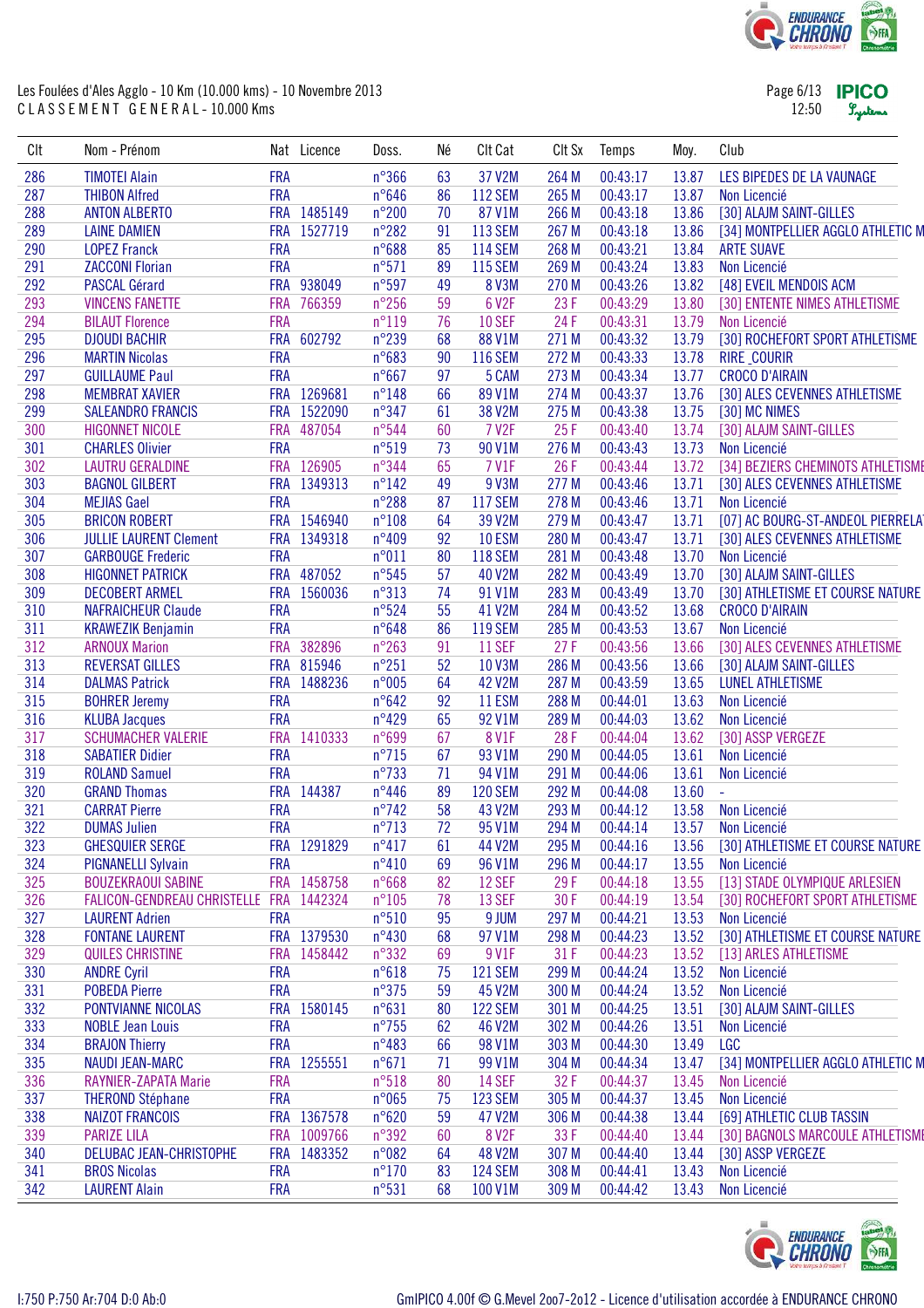Les Foulées d'Ales Agglo - 10 Km (10.000 kms) - 10 Novembre 2013

CLASSEMENT GENERAL - 10.000 Kms

| Clt | Nom - Prénom | Nat | Licence | Doss. | Né | Clt Cat | Clt Sx | Temps | Moy. | Club |
|---|---|---|---|---|---|---|---|---|---|---|
| 286 | TIMOTEI Alain | FRA | | n°366 | 63 | 37 V2M | 264 M | 00:43:17 | 13.87 | LES BIPEDES DE LA VAUNAGE |
| 287 | THIBON Alfred | FRA | | n°646 | 86 | 112 SEM | 265 M | 00:43:17 | 13.87 | Non Licencié |
| 288 | ANTON ALBERTO | FRA | 1485149 | n°200 | 70 | 87 V1M | 266 M | 00:43:18 | 13.86 | [30] ALAJM SAINT-GILLES |
| 289 | LAINE DAMIEN | FRA | 1527719 | n°282 | 91 | 113 SEM | 267 M | 00:43:18 | 13.86 | [34] MONTPELLIER AGGLO ATHLETIC M |
| 290 | LOPEZ Franck | FRA | | n°688 | 85 | 114 SEM | 268 M | 00:43:21 | 13.84 | ARTE SUAVE |
| 291 | ZACCONI Florian | FRA | | n°571 | 89 | 115 SEM | 269 M | 00:43:24 | 13.83 | Non Licencié |
| 292 | PASCAL Gérard | FRA | 938049 | n°597 | 49 | 8 V3M | 270 M | 00:43:26 | 13.82 | [48] EVEIL MENDOIS ACM |
| 293 | VINCENS FANETTE | FRA | 766359 | n°256 | 59 | 6 V2F | 23 F | 00:43:29 | 13.80 | [30] ENTENTE NIMES ATHLETISME |
| 294 | BILAUT Florence | FRA | | n°119 | 76 | 10 SEF | 24 F | 00:43:31 | 13.79 | Non Licencié |
| 295 | DJOUDI BACHIR | FRA | 602792 | n°239 | 68 | 88 V1M | 271 M | 00:43:32 | 13.79 | [30] ROCHEFORT SPORT ATHLETISME |
| 296 | MARTIN Nicolas | FRA | | n°683 | 90 | 116 SEM | 272 M | 00:43:33 | 13.78 | RIRE _COURIR |
| 297 | GUILLAUME Paul | FRA | | n°667 | 97 | 5 CAM | 273 M | 00:43:34 | 13.77 | CROCO D'AIRAIN |
| 298 | MEMBRAT XAVIER | FRA | 1269681 | n°148 | 66 | 89 V1M | 274 M | 00:43:37 | 13.76 | [30] ALES CEVENNES ATHLETISME |
| 299 | SALEANDRO FRANCIS | FRA | 1522090 | n°347 | 61 | 38 V2M | 275 M | 00:43:38 | 13.75 | [30] MC NIMES |
| 300 | HIGONNET NICOLE | FRA | 487054 | n°544 | 60 | 7 V2F | 25 F | 00:43:40 | 13.74 | [30] ALAJM SAINT-GILLES |
| 301 | CHARLES Olivier | FRA | | n°519 | 73 | 90 V1M | 276 M | 00:43:43 | 13.73 | Non Licencié |
| 302 | LAUTRU GERALDINE | FRA | 126905 | n°344 | 65 | 7 V1F | 26 F | 00:43:44 | 13.72 | [34] BEZIERS CHEMINOTS ATHLETISME |
| 303 | BAGNOL GILBERT | FRA | 1349313 | n°142 | 49 | 9 V3M | 277 M | 00:43:46 | 13.71 | [30] ALES CEVENNES ATHLETISME |
| 304 | MEJIAS Gael | FRA | | n°288 | 87 | 117 SEM | 278 M | 00:43:46 | 13.71 | Non Licencié |
| 305 | BRICON ROBERT | FRA | 1546940 | n°108 | 64 | 39 V2M | 279 M | 00:43:47 | 13.71 | [07] AC BOURG-ST-ANDEOL PIERRELA |
| 306 | JULLIE LAURENT Clement | FRA | 1349318 | n°409 | 92 | 10 ESM | 280 M | 00:43:47 | 13.71 | [30] ALES CEVENNES ATHLETISME |
| 307 | GARBOUGE Frederic | FRA | | n°011 | 80 | 118 SEM | 281 M | 00:43:48 | 13.70 | Non Licencié |
| 308 | HIGONNET PATRICK | FRA | 487052 | n°545 | 57 | 40 V2M | 282 M | 00:43:49 | 13.70 | [30] ALAJM SAINT-GILLES |
| 309 | DECOBERT ARMEL | FRA | 1560036 | n°313 | 74 | 91 V1M | 283 M | 00:43:49 | 13.70 | [30] ATHLETISME ET COURSE NATURE |
| 310 | NAFRAICHEUR Claude | FRA | | n°524 | 55 | 41 V2M | 284 M | 00:43:52 | 13.68 | CROCO D'AIRAIN |
| 311 | KRAWEZIK Benjamin | FRA | | n°648 | 86 | 119 SEM | 285 M | 00:43:53 | 13.67 | Non Licencié |
| 312 | ARNOUX Marion | FRA | 382896 | n°263 | 91 | 11 SEF | 27 F | 00:43:56 | 13.66 | [30] ALES CEVENNES ATHLETISME |
| 313 | REVERSAT GILLES | FRA | 815946 | n°251 | 52 | 10 V3M | 286 M | 00:43:56 | 13.66 | [30] ALAJM SAINT-GILLES |
| 314 | DALMAS Patrick | FRA | 1488236 | n°005 | 64 | 42 V2M | 287 M | 00:43:59 | 13.65 | LUNEL ATHLETISME |
| 315 | BOHRER Jeremy | FRA | | n°642 | 92 | 11 ESM | 288 M | 00:44:01 | 13.63 | Non Licencié |
| 316 | KLUBA Jacques | FRA | | n°429 | 65 | 92 V1M | 289 M | 00:44:03 | 13.62 | Non Licencié |
| 317 | SCHUMACHER VALERIE | FRA | 1410333 | n°699 | 67 | 8 V1F | 28 F | 00:44:04 | 13.62 | [30] ASSP VERGEZE |
| 318 | SABATIER Didier | FRA | | n°715 | 67 | 93 V1M | 290 M | 00:44:05 | 13.61 | Non Licencié |
| 319 | ROLAND Samuel | FRA | | n°733 | 71 | 94 V1M | 291 M | 00:44:06 | 13.61 | Non Licencié |
| 320 | GRAND Thomas | FRA | 144387 | n°446 | 89 | 120 SEM | 292 M | 00:44:08 | 13.60 | - |
| 321 | CARRAT Pierre | FRA | | n°742 | 58 | 43 V2M | 293 M | 00:44:12 | 13.58 | Non Licencié |
| 322 | DUMAS Julien | FRA | | n°713 | 72 | 95 V1M | 294 M | 00:44:14 | 13.57 | Non Licencié |
| 323 | GHESQUIER SERGE | FRA | 1291829 | n°417 | 61 | 44 V2M | 295 M | 00:44:16 | 13.56 | [30] ATHLETISME ET COURSE NATURE |
| 324 | PIGNANELLI Sylvain | FRA | | n°410 | 69 | 96 V1M | 296 M | 00:44:17 | 13.55 | Non Licencié |
| 325 | BOUZEKRAOUI SABINE | FRA | 1458758 | n°668 | 82 | 12 SEF | 29 F | 00:44:18 | 13.55 | [13] STADE OLYMPIQUE ARLESIEN |
| 326 | FALICON-GENDREAU CHRISTELLE | FRA | 1442324 | n°105 | 78 | 13 SEF | 30 F | 00:44:19 | 13.54 | [30] ROCHEFORT SPORT ATHLETISME |
| 327 | LAURENT Adrien | FRA | | n°510 | 95 | 9 JUM | 297 M | 00:44:21 | 13.53 | Non Licencié |
| 328 | FONTANE LAURENT | FRA | 1379530 | n°430 | 68 | 97 V1M | 298 M | 00:44:23 | 13.52 | [30] ATHLETISME ET COURSE NATURE |
| 329 | QUILES CHRISTINE | FRA | 1458442 | n°332 | 69 | 9 V1F | 31 F | 00:44:23 | 13.52 | [13] ARLES ATHLETISME |
| 330 | ANDRE Cyril | FRA | | n°618 | 75 | 121 SEM | 299 M | 00:44:24 | 13.52 | Non Licencié |
| 331 | POBEDA Pierre | FRA | | n°375 | 59 | 45 V2M | 300 M | 00:44:24 | 13.52 | Non Licencié |
| 332 | PONTVIANNE NICOLAS | FRA | 1580145 | n°631 | 80 | 122 SEM | 301 M | 00:44:25 | 13.51 | [30] ALAJM SAINT-GILLES |
| 333 | NOBLE Jean Louis | FRA | | n°755 | 62 | 46 V2M | 302 M | 00:44:26 | 13.51 | Non Licencié |
| 334 | BRAJON Thierry | FRA | | n°483 | 66 | 98 V1M | 303 M | 00:44:30 | 13.49 | LGC |
| 335 | NAUDI JEAN-MARC | FRA | 1255551 | n°671 | 71 | 99 V1M | 304 M | 00:44:34 | 13.47 | [34] MONTPELLIER AGGLO ATHLETIC M |
| 336 | RAYNIER-ZAPATA Marie | FRA | | n°518 | 80 | 14 SEF | 32 F | 00:44:37 | 13.45 | Non Licencié |
| 337 | THEROND Stéphane | FRA | | n°065 | 75 | 123 SEM | 305 M | 00:44:37 | 13.45 | Non Licencié |
| 338 | NAIZOT FRANCOIS | FRA | 1367578 | n°620 | 59 | 47 V2M | 306 M | 00:44:38 | 13.44 | [69] ATHLETIC CLUB TASSIN |
| 339 | PARIZE LILA | FRA | 1009766 | n°392 | 60 | 8 V2F | 33 F | 00:44:40 | 13.44 | [30] BAGNOLS MARCOULE ATHLETISME |
| 340 | DELUBAC JEAN-CHRISTOPHE | FRA | 1483352 | n°082 | 64 | 48 V2M | 307 M | 00:44:40 | 13.44 | [30] ASSP VERGEZE |
| 341 | BROS Nicolas | FRA | | n°170 | 83 | 124 SEM | 308 M | 00:44:41 | 13.43 | Non Licencié |
| 342 | LAURENT Alain | FRA | | n°531 | 68 | 100 V1M | 309 M | 00:44:42 | 13.43 | Non Licencié |

I:750 P:750 Ar:704 D:0 Ab:0

GmIPICO 4.00f © G.Mevel 2oo7-2012 - Licence d'utilisation accordée à ENDURANCE CHRONO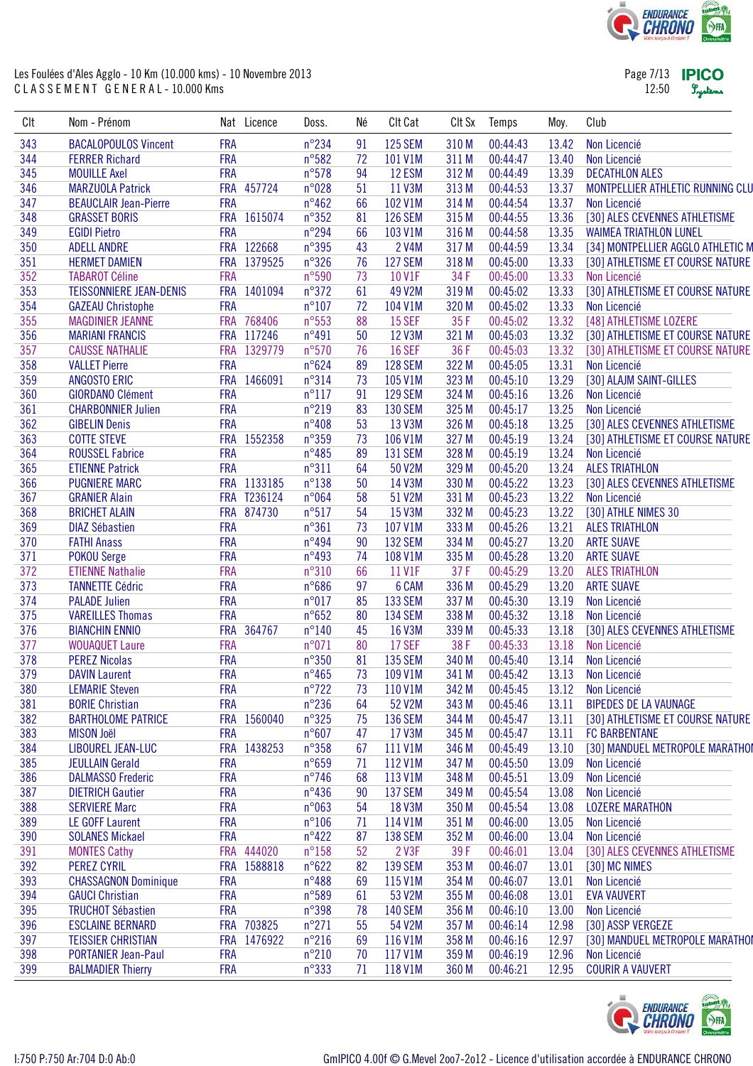Les Foulées d'Ales Agglo - 10 Km (10.000 kms) - 10 Novembre 2013

CLASSEMENT GENERAL - 10.000 Kms

| Clt | Nom - Prénom | Nat | Licence | Doss. | Né | Clt Cat | Clt Sx | Temps | Moy. | Club |
|---|---|---|---|---|---|---|---|---|---|---|
| 343 | BACALOPOULOS Vincent | FRA | | n°234 | 91 | 125 SEM | 310 M | 00:44:43 | 13.42 | Non Licencié |
| 344 | FERRER Richard | FRA | | n°582 | 72 | 101 V1M | 311 M | 00:44:47 | 13.40 | Non Licencié |
| 345 | MOUILLE Axel | FRA | | n°578 | 94 | 12 ESM | 312 M | 00:44:49 | 13.39 | DECATHLON ALES |
| 346 | MARZUOLA Patrick | FRA | 457724 | n°028 | 51 | 11 V3M | 313 M | 00:44:53 | 13.37 | MONTPELLIER ATHLETIC RUNNING CLU |
| 347 | BEAUCLAIR Jean-Pierre | FRA | | n°462 | 66 | 102 V1M | 314 M | 00:44:54 | 13.37 | Non Licencié |
| 348 | GRASSET BORIS | FRA | 1615074 | n°352 | 81 | 126 SEM | 315 M | 00:44:55 | 13.36 | [30] ALES CEVENNES ATHLETISME |
| 349 | EGIDI Pietro | FRA | | n°294 | 66 | 103 V1M | 316 M | 00:44:58 | 13.35 | WAIMEA TRIATHLON LUNEL |
| 350 | ADELL ANDRE | FRA | 122668 | n°395 | 43 | 2 V4M | 317 M | 00:44:59 | 13.34 | [34] MONTPELLIER AGGLO ATHLETIC M |
| 351 | HERMET DAMIEN | FRA | 1379525 | n°326 | 76 | 127 SEM | 318 M | 00:45:00 | 13.33 | [30] ATHLETISME ET COURSE NATURE |
| 352 | TABAROT Céline | FRA | | n°590 | 73 | 10 V1F | 34 F | 00:45:00 | 13.33 | Non Licencié |
| 353 | TEISSONNIERE JEAN-DENIS | FRA | 1401094 | n°372 | 61 | 49 V2M | 319 M | 00:45:02 | 13.33 | [30] ATHLETISME ET COURSE NATURE |
| 354 | GAZEAU Christophe | FRA | | n°107 | 72 | 104 V1M | 320 M | 00:45:02 | 13.33 | Non Licencié |
| 355 | MAGDINIER JEANNE | FRA | 768406 | n°553 | 88 | 15 SEF | 35 F | 00:45:02 | 13.32 | [48] ATHLETISME LOZERE |
| 356 | MARIANI FRANCIS | FRA | 117246 | n°491 | 50 | 12 V3M | 321 M | 00:45:03 | 13.32 | [30] ATHLETISME ET COURSE NATURE |
| 357 | CAUSSE NATHALIE | FRA | 1329779 | n°570 | 76 | 16 SEF | 36 F | 00:45:03 | 13.32 | [30] ATHLETISME ET COURSE NATURE |
| 358 | VALLET Pierre | FRA | | n°624 | 89 | 128 SEM | 322 M | 00:45:05 | 13.31 | Non Licencié |
| 359 | ANGOSTO ERIC | FRA | 1466091 | n°314 | 73 | 105 V1M | 323 M | 00:45:10 | 13.29 | [30] ALAJM SAINT-GILLES |
| 360 | GIORDANO Clément | FRA | | n°117 | 91 | 129 SEM | 324 M | 00:45:16 | 13.26 | Non Licencié |
| 361 | CHARBONNIER Julien | FRA | | n°219 | 83 | 130 SEM | 325 M | 00:45:17 | 13.25 | Non Licencié |
| 362 | GIBELIN Denis | FRA | | n°408 | 53 | 13 V3M | 326 M | 00:45:18 | 13.25 | [30] ALES CEVENNES ATHLETISME |
| 363 | COTTE STEVE | FRA | 1552358 | n°359 | 73 | 106 V1M | 327 M | 00:45:19 | 13.24 | [30] ATHLETISME ET COURSE NATURE |
| 364 | ROUSSEL Fabrice | FRA | | n°485 | 89 | 131 SEM | 328 M | 00:45:19 | 13.24 | Non Licencié |
| 365 | ETIENNE Patrick | FRA | | n°311 | 64 | 50 V2M | 329 M | 00:45:20 | 13.24 | ALES TRIATHLON |
| 366 | PUGNIERE MARC | FRA | 1133185 | n°138 | 50 | 14 V3M | 330 M | 00:45:22 | 13.23 | [30] ALES CEVENNES ATHLETISME |
| 367 | GRANIER Alain | FRA | T236124 | n°064 | 58 | 51 V2M | 331 M | 00:45:23 | 13.22 | Non Licencié |
| 368 | BRICHET ALAIN | FRA | 874730 | n°517 | 54 | 15 V3M | 332 M | 00:45:23 | 13.22 | [30] ATHLE NIMES 30 |
| 369 | DIAZ Sébastien | FRA | | n°361 | 73 | 107 V1M | 333 M | 00:45:26 | 13.21 | ALES TRIATHLON |
| 370 | FATHI Anass | FRA | | n°494 | 90 | 132 SEM | 334 M | 00:45:27 | 13.20 | ARTE SUAVE |
| 371 | POKOU Serge | FRA | | n°493 | 74 | 108 V1M | 335 M | 00:45:28 | 13.20 | ARTE SUAVE |
| 372 | ETIENNE Nathalie | FRA | | n°310 | 66 | 11 V1F | 37 F | 00:45:29 | 13.20 | ALES TRIATHLON |
| 373 | TANNETTE Cédric | FRA | | n°686 | 97 | 6 CAM | 336 M | 00:45:29 | 13.20 | ARTE SUAVE |
| 374 | PALADE Julien | FRA | | n°017 | 85 | 133 SEM | 337 M | 00:45:30 | 13.19 | Non Licencié |
| 375 | VAREILLES Thomas | FRA | | n°652 | 80 | 134 SEM | 338 M | 00:45:32 | 13.18 | Non Licencié |
| 376 | BIANCHIN ENNIO | FRA | 364767 | n°140 | 45 | 16 V3M | 339 M | 00:45:33 | 13.18 | [30] ALES CEVENNES ATHLETISME |
| 377 | WOUAQUET Laure | FRA | | n°071 | 80 | 17 SEF | 38 F | 00:45:33 | 13.18 | Non Licencié |
| 378 | PEREZ Nicolas | FRA | | n°350 | 81 | 135 SEM | 340 M | 00:45:40 | 13.14 | Non Licencié |
| 379 | DAVIN Laurent | FRA | | n°465 | 73 | 109 V1M | 341 M | 00:45:42 | 13.13 | Non Licencié |
| 380 | LEMARIE Steven | FRA | | n°722 | 73 | 110 V1M | 342 M | 00:45:45 | 13.12 | Non Licencié |
| 381 | BORIE Christian | FRA | | n°236 | 64 | 52 V2M | 343 M | 00:45:46 | 13.11 | BIPEDES DE LA VAUNAGE |
| 382 | BARTHOLOME PATRICE | FRA | 1560040 | n°325 | 75 | 136 SEM | 344 M | 00:45:47 | 13.11 | [30] ATHLETISME ET COURSE NATURE |
| 383 | MISON Joël | FRA | | n°607 | 47 | 17 V3M | 345 M | 00:45:47 | 13.11 | FC BARBENTANE |
| 384 | LIBOUREL JEAN-LUC | FRA | 1438253 | n°358 | 67 | 111 V1M | 346 M | 00:45:49 | 13.10 | [30] MANDUEL METROPOLE MARATHOI |
| 385 | JEULLAIN Gerald | FRA | | n°659 | 71 | 112 V1M | 347 M | 00:45:50 | 13.09 | Non Licencié |
| 386 | DALMASSO Frederic | FRA | | n°746 | 68 | 113 V1M | 348 M | 00:45:51 | 13.09 | Non Licencié |
| 387 | DIETRICH Gautier | FRA | | n°436 | 90 | 137 SEM | 349 M | 00:45:54 | 13.08 | Non Licencié |
| 388 | SERVIERE Marc | FRA | | n°063 | 54 | 18 V3M | 350 M | 00:45:54 | 13.08 | LOZERE MARATHON |
| 389 | LE GOFF Laurent | FRA | | n°106 | 71 | 114 V1M | 351 M | 00:46:00 | 13.05 | Non Licencié |
| 390 | SOLANES Mickael | FRA | | n°422 | 87 | 138 SEM | 352 M | 00:46:00 | 13.04 | Non Licencié |
| 391 | MONTES Cathy | FRA | 444020 | n°158 | 52 | 2 V3F | 39 F | 00:46:01 | 13.04 | [30] ALES CEVENNES ATHLETISME |
| 392 | PEREZ CYRIL | FRA | 1588818 | n°622 | 82 | 139 SEM | 353 M | 00:46:07 | 13.01 | [30] MC NIMES |
| 393 | CHASSAGNON Dominique | FRA | | n°488 | 69 | 115 V1M | 354 M | 00:46:07 | 13.01 | Non Licencié |
| 394 | GAUCI Christian | FRA | | n°589 | 61 | 53 V2M | 355 M | 00:46:08 | 13.01 | EVA VAUVERT |
| 395 | TRUCHOT Sébastien | FRA | | n°398 | 78 | 140 SEM | 356 M | 00:46:10 | 13.00 | Non Licencié |
| 396 | ESCLAINE BERNARD | FRA | 703825 | n°271 | 55 | 54 V2M | 357 M | 00:46:14 | 12.98 | [30] ASSP VERGEZE |
| 397 | TEISSIER CHRISTIAN | FRA | 1476922 | n°216 | 69 | 116 V1M | 358 M | 00:46:16 | 12.97 | [30] MANDUEL METROPOLE MARATHOI |
| 398 | PORTANIER Jean-Paul | FRA | | n°210 | 70 | 117 V1M | 359 M | 00:46:19 | 12.96 | Non Licencié |
| 399 | BALMADIER Thierry | FRA | | n°333 | 71 | 118 V1M | 360 M | 00:46:21 | 12.95 | COURIR A VAUVERT |

I:750 P:750 Ar:704 D:0 Ab:0

GmIPICO 4.00f © G.Mevel 2oo7-2012 - Licence d'utilisation accordée à ENDURANCE CHRONO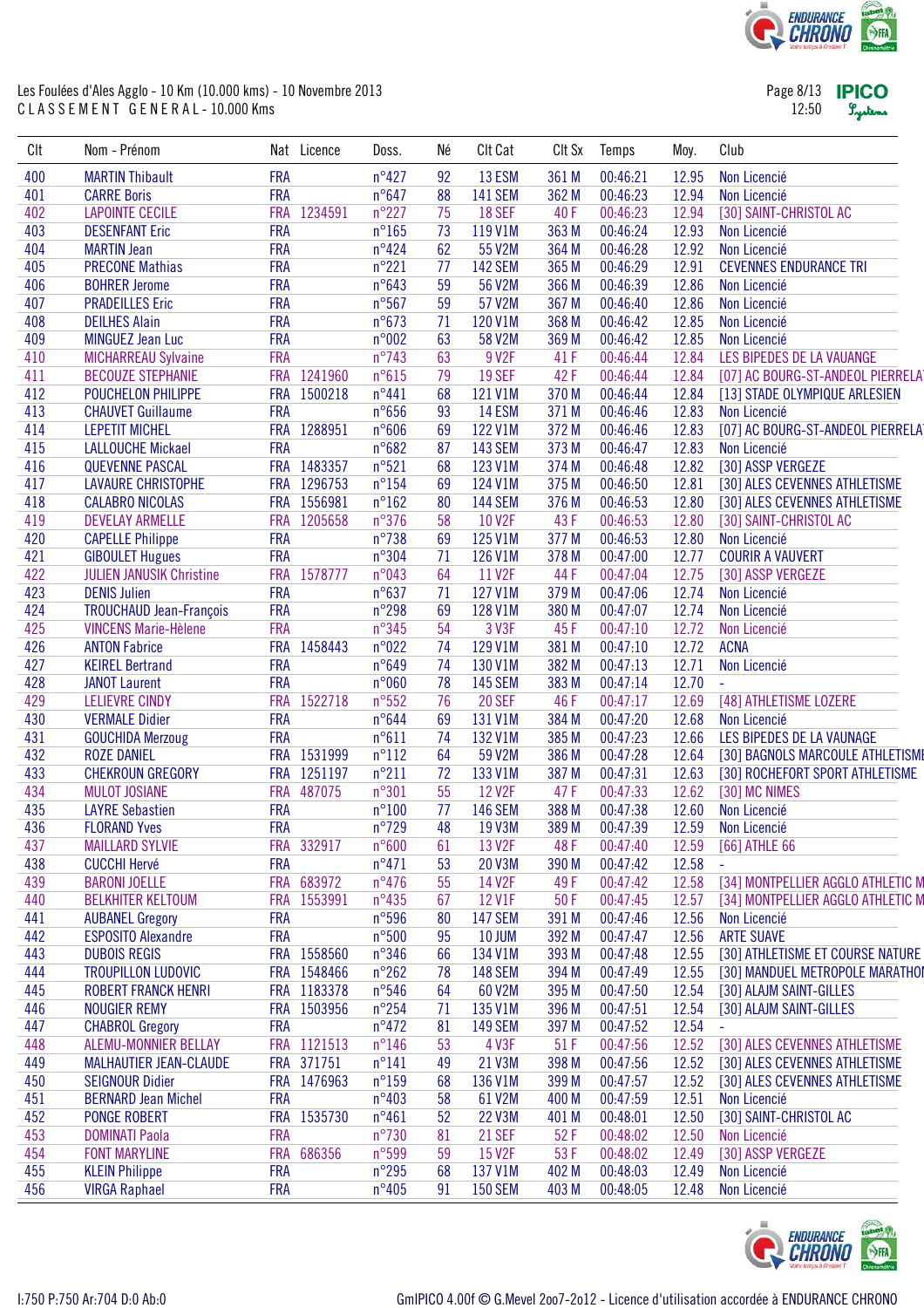Les Foulées d'Ales Agglo - 10 Km (10.000 kms) - 10 Novembre 2013
CLASSEMENT GENERAL - 10.000 Kms

| Clt | Nom - Prénom | Nat | Licence | Doss. | Né | Clt Cat | Clt Sx | Temps | Moy. | Club |
|---|---|---|---|---|---|---|---|---|---|---|
| 400 | MARTIN Thibault | FRA | | n°427 | 92 | 13 ESM | 361 M | 00:46:21 | 12.95 | Non Licencié |
| 401 | CARRE Boris | FRA | | n°647 | 88 | 141 SEM | 362 M | 00:46:23 | 12.94 | Non Licencié |
| 402 | LAPOINTE CECILE | FRA | 1234591 | n°227 | 75 | 18 SEF | 40 F | 00:46:23 | 12.94 | [30] SAINT-CHRISTOL AC |
| 403 | DESENFANT Eric | FRA | | n°165 | 73 | 119 V1M | 363 M | 00:46:24 | 12.93 | Non Licencié |
| 404 | MARTIN Jean | FRA | | n°424 | 62 | 55 V2M | 364 M | 00:46:28 | 12.92 | Non Licencié |
| 405 | PRECONE Mathias | FRA | | n°221 | 77 | 142 SEM | 365 M | 00:46:29 | 12.91 | CEVENNES ENDURANCE TRI |
| 406 | BOHRER Jerome | FRA | | n°643 | 59 | 56 V2M | 366 M | 00:46:39 | 12.86 | Non Licencié |
| 407 | PRADEILLES Eric | FRA | | n°567 | 59 | 57 V2M | 367 M | 00:46:40 | 12.86 | Non Licencié |
| 408 | DEILHES Alain | FRA | | n°673 | 71 | 120 V1M | 368 M | 00:46:42 | 12.85 | Non Licencié |
| 409 | MINGUEZ Jean Luc | FRA | | n°002 | 63 | 58 V2M | 369 M | 00:46:42 | 12.85 | Non Licencié |
| 410 | MICHARREAU Sylvaine | FRA | | n°743 | 63 | 9 V2F | 41 F | 00:46:44 | 12.84 | LES BIPEDES DE LA VAUNAGE |
| 411 | BECOUZE STEPHANIE | FRA | 1241960 | n°615 | 79 | 19 SEF | 42 F | 00:46:44 | 12.84 | [07] AC BOURG-ST-ANDEOL PIERRELA |
| 412 | POUCHELON PHILIPPE | FRA | 1500218 | n°441 | 68 | 121 V1M | 370 M | 00:46:44 | 12.84 | [13] STADE OLYMPIQUE ARLESIEN |
| 413 | CHAUVET Guillaume | FRA | | n°656 | 93 | 14 ESM | 371 M | 00:46:46 | 12.83 | Non Licencié |
| 414 | LEPETIT MICHEL | FRA | 1288951 | n°606 | 69 | 122 V1M | 372 M | 00:46:46 | 12.83 | [07] AC BOURG-ST-ANDEOL PIERRELA |
| 415 | LALLOUCHE Mickael | FRA | | n°682 | 87 | 143 SEM | 373 M | 00:46:47 | 12.83 | Non Licencié |
| 416 | QUEVENNE PASCAL | FRA | 1483357 | n°521 | 68 | 123 V1M | 374 M | 00:46:48 | 12.82 | [30] ASSP VERGEZE |
| 417 | LAVAURE CHRISTOPHE | FRA | 1296753 | n°154 | 69 | 124 V1M | 375 M | 00:46:50 | 12.81 | [30] ALES CEVENNES ATHLETISME |
| 418 | CALABRO NICOLAS | FRA | 1556981 | n°162 | 80 | 144 SEM | 376 M | 00:46:53 | 12.80 | [30] ALES CEVENNES ATHLETISME |
| 419 | DEVELAY ARMELLE | FRA | 1205658 | n°376 | 58 | 10 V2F | 43 F | 00:46:53 | 12.80 | [30] SAINT-CHRISTOL AC |
| 420 | CAPELLE Philippe | FRA | | n°738 | 69 | 125 V1M | 377 M | 00:46:53 | 12.80 | Non Licencié |
| 421 | GIBOULET Hugues | FRA | | n°304 | 71 | 126 V1M | 378 M | 00:47:00 | 12.77 | COURIR A VAUVERT |
| 422 | JULIEN JANUSIK Christine | FRA | 1578777 | n°043 | 64 | 11 V2F | 44 F | 00:47:04 | 12.75 | [30] ASSP VERGEZE |
| 423 | DENIS Julien | FRA | | n°637 | 71 | 127 V1M | 379 M | 00:47:06 | 12.74 | Non Licencié |
| 424 | TROUCHAUD Jean-François | FRA | | n°298 | 69 | 128 V1M | 380 M | 00:47:07 | 12.74 | Non Licencié |
| 425 | VINCENS Marie-Hèlene | FRA | | n°345 | 54 | 3 V3F | 45 F | 00:47:10 | 12.72 | Non Licencié |
| 426 | ANTON Fabrice | FRA | 1458443 | n°022 | 74 | 129 V1M | 381 M | 00:47:10 | 12.72 | ACNA |
| 427 | KEIREL Bertrand | FRA | | n°649 | 74 | 130 V1M | 382 M | 00:47:13 | 12.71 | Non Licencié |
| 428 | JANOT Laurent | FRA | | n°060 | 78 | 145 SEM | 383 M | 00:47:14 | 12.70 | - |
| 429 | LELIEVRE CINDY | FRA | 1522718 | n°552 | 76 | 20 SEF | 46 F | 00:47:17 | 12.69 | [48] ATHLETISME LOZERE |
| 430 | VERMALE Didier | FRA | | n°644 | 69 | 131 V1M | 384 M | 00:47:20 | 12.68 | Non Licencié |
| 431 | GOUCHIDA Merzoug | FRA | | n°611 | 74 | 132 V1M | 385 M | 00:47:23 | 12.66 | LES BIPEDES DE LA VAUNAGE |
| 432 | ROZE DANIEL | FRA | 1531999 | n°112 | 64 | 59 V2M | 386 M | 00:47:28 | 12.64 | [30] BAGNOLS MARCOULE ATHLETISME |
| 433 | CHEKROUN GREGORY | FRA | 1251197 | n°211 | 72 | 133 V1M | 387 M | 00:47:31 | 12.63 | [30] ROCHEFORT SPORT ATHLETISME |
| 434 | MULOT JOSIANE | FRA | 487075 | n°301 | 55 | 12 V2F | 47 F | 00:47:33 | 12.62 | [30] MC NIMES |
| 435 | LAYRE Sebastien | FRA | | n°100 | 77 | 146 SEM | 388 M | 00:47:38 | 12.60 | Non Licencié |
| 436 | FLORAND Yves | FRA | | n°729 | 48 | 19 V3M | 389 M | 00:47:39 | 12.59 | Non Licencié |
| 437 | MAILLARD SYLVIE | FRA | 332917 | n°600 | 61 | 13 V2F | 48 F | 00:47:40 | 12.59 | [66] ATHLE 66 |
| 438 | CUCCHI Hervé | FRA | | n°471 | 53 | 20 V3M | 390 M | 00:47:42 | 12.58 | - |
| 439 | BARONI JOELLE | FRA | 683972 | n°476 | 55 | 14 V2F | 49 F | 00:47:42 | 12.58 | [34] MONTPELLIER AGGLO ATHLETIC M |
| 440 | BELKHITER KELTOUM | FRA | 1553991 | n°435 | 67 | 12 V1F | 50 F | 00:47:45 | 12.57 | [34] MONTPELLIER AGGLO ATHLETIC M |
| 441 | AUBANEL Gregory | FRA | | n°596 | 80 | 147 SEM | 391 M | 00:47:46 | 12.56 | Non Licencié |
| 442 | ESPOSITO Alexandre | FRA | | n°500 | 95 | 10 JUM | 392 M | 00:47:47 | 12.56 | ARTE SUAVE |
| 443 | DUBOIS REGIS | FRA | 1558560 | n°346 | 66 | 134 V1M | 393 M | 00:47:48 | 12.55 | [30] ATHLETISME ET COURSE NATURE |
| 444 | TROUPILLON LUDOVIC | FRA | 1548466 | n°262 | 78 | 148 SEM | 394 M | 00:47:49 | 12.55 | [30] MANDUEL METROPOLE MARATHON |
| 445 | ROBERT FRANCK HENRI | FRA | 1183378 | n°546 | 64 | 60 V2M | 395 M | 00:47:50 | 12.54 | [30] ALAJM SAINT-GILLES |
| 446 | NOUGIER REMY | FRA | 1503956 | n°254 | 71 | 135 V1M | 396 M | 00:47:51 | 12.54 | [30] ALAJM SAINT-GILLES |
| 447 | CHABROL Gregory | FRA | | n°472 | 81 | 149 SEM | 397 M | 00:47:52 | 12.54 | - |
| 448 | ALEMU-MONNIER BELLAY | FRA | 1121513 | n°146 | 53 | 4 V3F | 51 F | 00:47:56 | 12.52 | [30] ALES CEVENNES ATHLETISME |
| 449 | MALHAUTIER JEAN-CLAUDE | FRA | 371751 | n°141 | 49 | 21 V3M | 398 M | 00:47:56 | 12.52 | [30] ALES CEVENNES ATHLETISME |
| 450 | SEIGNOUR Didier | FRA | 1476963 | n°159 | 68 | 136 V1M | 399 M | 00:47:57 | 12.52 | [30] ALES CEVENNES ATHLETISME |
| 451 | BERNARD Jean Michel | FRA | | n°403 | 58 | 61 V2M | 400 M | 00:47:59 | 12.51 | Non Licencié |
| 452 | PONGE ROBERT | FRA | 1535730 | n°461 | 52 | 22 V3M | 401 M | 00:48:01 | 12.50 | [30] SAINT-CHRISTOL AC |
| 453 | DOMINATI Paola | FRA | | n°730 | 81 | 21 SEF | 52 F | 00:48:02 | 12.50 | Non Licencié |
| 454 | FONT MARYLINE | FRA | 686356 | n°599 | 59 | 15 V2F | 53 F | 00:48:02 | 12.49 | [30] ASSP VERGEZE |
| 455 | KLEIN Philippe | FRA | | n°295 | 68 | 137 V1M | 402 M | 00:48:03 | 12.49 | Non Licencié |
| 456 | VIRGA Raphael | FRA | | n°405 | 91 | 150 SEM | 403 M | 00:48:05 | 12.48 | Non Licencié |

I:750 P:750 Ar:704 D:0 Ab:0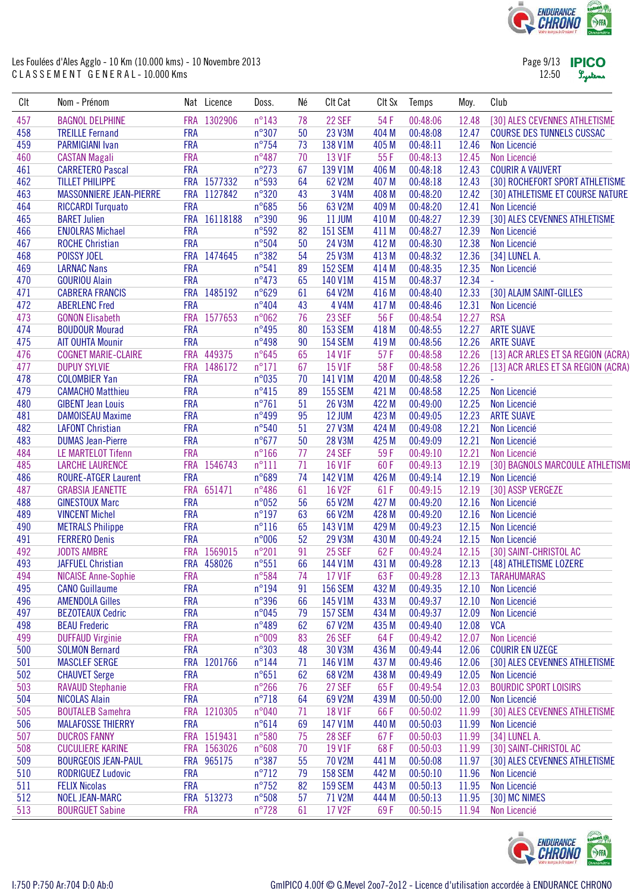Les Foulées d'Ales Agglo - 10 Km (10.000 kms) - 10 Novembre 2013

CLASSEMENT GENERAL - 10.000 Kms

| Clt | Nom - Prénom | Nat | Licence | Doss. | Né | Clt Cat | Clt Sx | Temps | Moy. | Club |
|---|---|---|---|---|---|---|---|---|---|---|
| 457 | BAGNOL DELPHINE | FRA | 1302906 | n°143 | 78 | 22 SEF | 54 F | 00:48:06 | 12.48 | [30] ALES CEVENNES ATHLETISME |
| 458 | TREILLE Fernand | FRA | | n°307 | 50 | 23 V3M | 404 M | 00:48:08 | 12.47 | COURSE DES TUNNELS CUSSAC |
| 459 | PARMIGIANI Ivan | FRA | | n°754 | 73 | 138 V1M | 405 M | 00:48:11 | 12.46 | Non Licencié |
| 460 | CASTAN Magali | FRA | | n°487 | 70 | 13 V1F | 55 F | 00:48:13 | 12.45 | Non Licencié |
| 461 | CARRETERO Pascal | FRA | | n°273 | 67 | 139 V1M | 406 M | 00:48:18 | 12.43 | COURIR A VAUVERT |
| 462 | TILLET PHILIPPE | FRA | 1577332 | n°593 | 64 | 62 V2M | 407 M | 00:48:18 | 12.43 | [30] ROCHEFORT SPORT ATHLETISME |
| 463 | MASSONNIERE JEAN-PIERRE | FRA | 1127842 | n°320 | 43 | 3 V4M | 408 M | 00:48:20 | 12.42 | [30] ATHLETISME ET COURSE NATURE |
| 464 | RICCARDI Turquato | FRA | | n°685 | 56 | 63 V2M | 409 M | 00:48:20 | 12.41 | Non Licencié |
| 465 | BARET Julien | FRA | 16118188 | n°390 | 96 | 11 JUM | 410 M | 00:48:27 | 12.39 | [30] ALES CEVENNES ATHLETISME |
| 466 | ENJOLRAS Michael | FRA | | n°592 | 82 | 151 SEM | 411 M | 00:48:27 | 12.39 | Non Licencié |
| 467 | ROCHE Christian | FRA | | n°504 | 50 | 24 V3M | 412 M | 00:48:30 | 12.38 | Non Licencié |
| 468 | POISSY JOEL | FRA | 1474645 | n°382 | 54 | 25 V3M | 413 M | 00:48:32 | 12.36 | [34] LUNEL A. |
| 469 | LARNAC Nans | FRA | | n°541 | 89 | 152 SEM | 414 M | 00:48:35 | 12.35 | Non Licencié |
| 470 | GOURIOU Alain | FRA | | n°473 | 65 | 140 V1M | 415 M | 00:48:37 | 12.34 | - |
| 471 | CABRERA FRANCIS | FRA | 1485192 | n°629 | 61 | 64 V2M | 416 M | 00:48:40 | 12.33 | [30] ALAJM SAINT-GILLES |
| 472 | ABERLENC Fred | FRA | | n°404 | 43 | 4 V4M | 417 M | 00:48:46 | 12.31 | Non Licencié |
| 473 | GONON Elisabeth | FRA | 1577653 | n°062 | 76 | 23 SEF | 56 F | 00:48:54 | 12.27 | RSA |
| 474 | BOUDOUR Mourad | FRA | | n°495 | 80 | 153 SEM | 418 M | 00:48:55 | 12.27 | ARTE SUAVE |
| 475 | AIT OUHTA Mounir | FRA | | n°498 | 90 | 154 SEM | 419 M | 00:48:56 | 12.26 | ARTE SUAVE |
| 476 | COGNET MARIE-CLAIRE | FRA | 449375 | n°645 | 65 | 14 V1F | 57 F | 00:48:58 | 12.26 | [13] ACR ARLES ET SA REGION (ACRA) |
| 477 | DUPUY SYLVIE | FRA | 1486172 | n°171 | 67 | 15 V1F | 58 F | 00:48:58 | 12.26 | [13] ACR ARLES ET SA REGION (ACRA) |
| 478 | COLOMBIER Yan | FRA | | n°035 | 70 | 141 V1M | 420 M | 00:48:58 | 12.26 | - |
| 479 | CAMACHO Matthieu | FRA | | n°415 | 89 | 155 SEM | 421 M | 00:48:58 | 12.25 | Non Licencié |
| 480 | GIBENT Jean Louis | FRA | | n°761 | 51 | 26 V3M | 422 M | 00:49:00 | 12.25 | Non Licencié |
| 481 | DAMOISEAU Maxime | FRA | | n°499 | 95 | 12 JUM | 423 M | 00:49:05 | 12.23 | ARTE SUAVE |
| 482 | LAFONT Christian | FRA | | n°540 | 51 | 27 V3M | 424 M | 00:49:08 | 12.21 | Non Licencié |
| 483 | DUMAS Jean-Pierre | FRA | | n°677 | 50 | 28 V3M | 425 M | 00:49:09 | 12.21 | Non Licencié |
| 484 | LE MARTELOT Tifenn | FRA | | n°166 | 77 | 24 SEF | 59 F | 00:49:10 | 12.21 | Non Licencié |
| 485 | LARCHE LAURENCE | FRA | 1546743 | n°111 | 71 | 16 V1F | 60 F | 00:49:13 | 12.19 | [30] BAGNOLS MARCOULE ATHLETISME |
| 486 | ROURE-ATGER Laurent | FRA | | n°689 | 74 | 142 V1M | 426 M | 00:49:14 | 12.19 | Non Licencié |
| 487 | GRABSIA JEANETTE | FRA | 651471 | n°486 | 61 | 16 V2F | 61 F | 00:49:15 | 12.19 | [30] ASSP VERGEZE |
| 488 | GINESTOUX Marc | FRA | | n°052 | 56 | 65 V2M | 427 M | 00:49:20 | 12.16 | Non Licencié |
| 489 | VINCENT Michel | FRA | | n°197 | 63 | 66 V2M | 428 M | 00:49:20 | 12.16 | Non Licencié |
| 490 | METRALS Philippe | FRA | | n°116 | 65 | 143 V1M | 429 M | 00:49:23 | 12.15 | Non Licencié |
| 491 | FERRERO Denis | FRA | | n°006 | 52 | 29 V3M | 430 M | 00:49:24 | 12.15 | Non Licencié |
| 492 | JODTS AMBRE | FRA | 1569015 | n°201 | 91 | 25 SEF | 62 F | 00:49:24 | 12.15 | [30] SAINT-CHRISTOL AC |
| 493 | JAFFUEL Christian | FRA | 458026 | n°551 | 66 | 144 V1M | 431 M | 00:49:28 | 12.13 | [48] ATHLETISME LOZERE |
| 494 | NICAISE Anne-Sophie | FRA | | n°584 | 74 | 17 V1F | 63 F | 00:49:28 | 12.13 | TARAHUMARAS |
| 495 | CANO Guillaume | FRA | | n°194 | 91 | 156 SEM | 432 M | 00:49:35 | 12.10 | Non Licencié |
| 496 | AMENDOLA Gilles | FRA | | n°396 | 66 | 145 V1M | 433 M | 00:49:37 | 12.10 | Non Licencié |
| 497 | BEZOTEAUX Cedric | FRA | | n°045 | 79 | 157 SEM | 434 M | 00:49:37 | 12.09 | Non Licencié |
| 498 | BEAU Frederic | FRA | | n°489 | 62 | 67 V2M | 435 M | 00:49:40 | 12.08 | VCA |
| 499 | DUFFAUD Virginie | FRA | | n°009 | 83 | 26 SEF | 64 F | 00:49:42 | 12.07 | Non Licencié |
| 500 | SOLMON Bernard | FRA | | n°303 | 48 | 30 V3M | 436 M | 00:49:44 | 12.06 | COURIR EN UZEGE |
| 501 | MASCLEF SERGE | FRA | 1201766 | n°144 | 71 | 146 V1M | 437 M | 00:49:46 | 12.06 | [30] ALES CEVENNES ATHLETISME |
| 502 | CHAUVET Serge | FRA | | n°651 | 62 | 68 V2M | 438 M | 00:49:49 | 12.05 | Non Licencié |
| 503 | RAVAUD Stephanie | FRA | | n°266 | 76 | 27 SEF | 65 F | 00:49:54 | 12.03 | BOURDIC SPORT LOISIRS |
| 504 | NICOLAS Alain | FRA | | n°718 | 64 | 69 V2M | 439 M | 00:50:00 | 12.00 | Non Licencié |
| 505 | BOUTALEB Samehra | FRA | 1210305 | n°040 | 71 | 18 V1F | 66 F | 00:50:02 | 11.99 | [30] ALES CEVENNES ATHLETISME |
| 506 | MALAFOSSE THIERRY | FRA | | n°614 | 69 | 147 V1M | 440 M | 00:50:03 | 11.99 | Non Licencié |
| 507 | DUCROS FANNY | FRA | 1519431 | n°580 | 75 | 28 SEF | 67 F | 00:50:03 | 11.99 | [34] LUNEL A. |
| 508 | CUCULIERE KARINE | FRA | 1563026 | n°608 | 70 | 19 V1F | 68 F | 00:50:03 | 11.99 | [30] SAINT-CHRISTOL AC |
| 509 | BOURGEOIS JEAN-PAUL | FRA | 965175 | n°387 | 55 | 70 V2M | 441 M | 00:50:08 | 11.97 | [30] ALES CEVENNES ATHLETISME |
| 510 | RODRIGUEZ Ludovic | FRA | | n°712 | 79 | 158 SEM | 442 M | 00:50:10 | 11.96 | Non Licencié |
| 511 | FELIX Nicolas | FRA | | n°752 | 82 | 159 SEM | 443 M | 00:50:13 | 11.95 | Non Licencié |
| 512 | NOEL JEAN-MARC | FRA | 513273 | n°508 | 57 | 71 V2M | 444 M | 00:50:13 | 11.95 | [30] MC NIMES |
| 513 | BOURGUET Sabine | FRA | | n°728 | 61 | 17 V2F | 69 F | 00:50:15 | 11.94 | Non Licencié |

I:750 P:750 Ar:704 D:0 Ab:0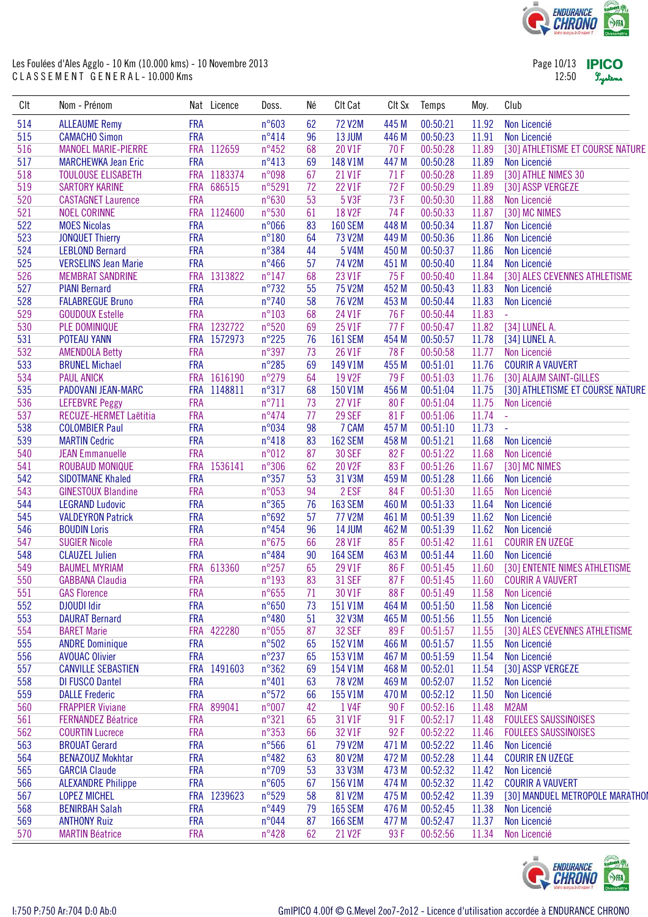Les Foulées d'Ales Agglo - 10 Km (10.000 kms) - 10 Novembre 2013

CLASSEMENT GENERAL - 10.000 Kms

| Clt | Nom - Prénom | Nat | Licence | Doss. | Né | Clt Cat | Clt Sx | Temps | Moy. | Club |
|---|---|---|---|---|---|---|---|---|---|---|
| 514 | ALLEAUME Remy | FRA | | n°603 | 62 | 72 V2M | 445 M | 00:50:21 | 11.92 | Non Licencié |
| 515 | CAMACHO Simon | FRA | | n°414 | 96 | 13 JUM | 446 M | 00:50:23 | 11.91 | Non Licencié |
| 516 | MANOEL MARIE-PIERRE | FRA | 112659 | n°452 | 68 | 20 V1F | 70 F | 00:50:28 | 11.89 | [30] ATHLETISME ET COURSE NATURE |
| 517 | MARCHEWKA Jean Eric | FRA | | n°413 | 69 | 148 V1M | 447 M | 00:50:28 | 11.89 | Non Licencié |
| 518 | TOULOUSE ELISABETH | FRA | 1183374 | n°098 | 67 | 21 V1F | 71 F | 00:50:28 | 11.89 | [30] ATHLE NIMES 30 |
| 519 | SARTORY KARINE | FRA | 686515 | n°5291 | 72 | 22 V1F | 72 F | 00:50:29 | 11.89 | [30] ASSP VERGEZE |
| 520 | CASTAGNET Laurence | FRA | | n°630 | 53 | 5 V3F | 73 F | 00:50:30 | 11.88 | Non Licencié |
| 521 | NOEL CORINNE | FRA | 1124600 | n°530 | 61 | 18 V2F | 74 F | 00:50:33 | 11.87 | [30] MC NIMES |
| 522 | MOES Nicolas | FRA | | n°066 | 83 | 160 SEM | 448 M | 00:50:34 | 11.87 | Non Licencié |
| 523 | JONQUET Thierry | FRA | | n°180 | 64 | 73 V2M | 449 M | 00:50:36 | 11.86 | Non Licencié |
| 524 | LEBLOND Bernard | FRA | | n°384 | 44 | 5 V4M | 450 M | 00:50:37 | 11.86 | Non Licencié |
| 525 | VERSELINS Jean Marie | FRA | | n°466 | 57 | 74 V2M | 451 M | 00:50:40 | 11.84 | Non Licencié |
| 526 | MEMBRAT SANDRINE | FRA | 1313822 | n°147 | 68 | 23 V1F | 75 F | 00:50:40 | 11.84 | [30] ALES CEVENNES ATHLETISME |
| 527 | PIANI Bernard | FRA | | n°732 | 55 | 75 V2M | 452 M | 00:50:43 | 11.83 | Non Licencié |
| 528 | FALABREGUE Bruno | FRA | | n°740 | 58 | 76 V2M | 453 M | 00:50:44 | 11.83 | Non Licencié |
| 529 | GOUDOUX Estelle | FRA | | n°103 | 68 | 24 V1F | 76 F | 00:50:44 | 11.83 | - |
| 530 | PLE DOMINIQUE | FRA | 1232722 | n°520 | 69 | 25 V1F | 77 F | 00:50:47 | 11.82 | [34] LUNEL A. |
| 531 | POTEAU YANN | FRA | 1572973 | n°225 | 76 | 161 SEM | 454 M | 00:50:57 | 11.78 | [34] LUNEL A. |
| 532 | AMENDOLA Betty | FRA | | n°397 | 73 | 26 V1F | 78 F | 00:50:58 | 11.77 | Non Licencié |
| 533 | BRUNEL Michael | FRA | | n°285 | 69 | 149 V1M | 455 M | 00:51:01 | 11.76 | COURIR A VAUVERT |
| 534 | PAUL ANICK | FRA | 1616190 | n°279 | 64 | 19 V2F | 79 F | 00:51:03 | 11.76 | [30] ALAJM SAINT-GILLES |
| 535 | PADOVANI JEAN-MARC | FRA | 1148811 | n°317 | 68 | 150 V1M | 456 M | 00:51:04 | 11.75 | [30] ATHLETISME ET COURSE NATURE |
| 536 | LEFEBVRE Peggy | FRA | | n°711 | 73 | 27 V1F | 80 F | 00:51:04 | 11.75 | Non Licencié |
| 537 | RECUZE-HERMET Laëtitia | FRA | | n°474 | 77 | 29 SEF | 81 F | 00:51:06 | 11.74 | - |
| 538 | COLOMBIER Paul | FRA | | n°034 | 98 | 7 CAM | 457 M | 00:51:10 | 11.73 | - |
| 539 | MARTIN Cedric | FRA | | n°418 | 83 | 162 SEM | 458 M | 00:51:21 | 11.68 | Non Licencié |
| 540 | JEAN Emmanuelle | FRA | | n°012 | 87 | 30 SEF | 82 F | 00:51:22 | 11.68 | Non Licencié |
| 541 | ROUBAUD MONIQUE | FRA | 1536141 | n°306 | 62 | 20 V2F | 83 F | 00:51:26 | 11.67 | [30] MC NIMES |
| 542 | SIDOTMANE Khaled | FRA | | n°357 | 53 | 31 V3M | 459 M | 00:51:28 | 11.66 | Non Licencié |
| 543 | GINESTOUX Blandine | FRA | | n°053 | 94 | 2 ESF | 84 F | 00:51:30 | 11.65 | Non Licencié |
| 544 | LEGRAND Ludovic | FRA | | n°365 | 76 | 163 SEM | 460 M | 00:51:33 | 11.64 | Non Licencié |
| 545 | VALDEYRON Patrick | FRA | | n°692 | 57 | 77 V2M | 461 M | 00:51:39 | 11.62 | Non Licencié |
| 546 | BOUDIN Loris | FRA | | n°454 | 96 | 14 JUM | 462 M | 00:51:39 | 11.62 | Non Licencié |
| 547 | SUGIER Nicole | FRA | | n°675 | 66 | 28 V1F | 85 F | 00:51:42 | 11.61 | COURIR EN UZEGE |
| 548 | CLAUZEL Julien | FRA | | n°484 | 90 | 164 SEM | 463 M | 00:51:44 | 11.60 | Non Licencié |
| 549 | BAUMEL MYRIAM | FRA | 613360 | n°257 | 65 | 29 V1F | 86 F | 00:51:45 | 11.60 | [30] ENTENTE NIMES ATHLETISME |
| 550 | GABBANA Claudia | FRA | | n°193 | 83 | 31 SEF | 87 F | 00:51:45 | 11.60 | COURIR A VAUVERT |
| 551 | GAS Florence | FRA | | n°655 | 71 | 30 V1F | 88 F | 00:51:49 | 11.58 | Non Licencié |
| 552 | DJOUDI Idir | FRA | | n°650 | 73 | 151 V1M | 464 M | 00:51:50 | 11.58 | Non Licencié |
| 553 | DAURAT Bernard | FRA | | n°480 | 51 | 32 V3M | 465 M | 00:51:56 | 11.55 | Non Licencié |
| 554 | BARET Marie | FRA | 422280 | n°055 | 87 | 32 SEF | 89 F | 00:51:57 | 11.55 | [30] ALES CEVENNES ATHLETISME |
| 555 | ANDRE Dominique | FRA | | n°502 | 65 | 152 V1M | 466 M | 00:51:57 | 11.55 | Non Licencié |
| 556 | AVOUAC Olivier | FRA | | n°237 | 65 | 153 V1M | 467 M | 00:51:59 | 11.54 | Non Licencié |
| 557 | CANVILLE SEBASTIEN | FRA | 1491603 | n°362 | 69 | 154 V1M | 468 M | 00:52:01 | 11.54 | [30] ASSP VERGEZE |
| 558 | DI FUSCO Dantel | FRA | | n°401 | 63 | 78 V2M | 469 M | 00:52:07 | 11.52 | Non Licencié |
| 559 | DALLE Frederic | FRA | | n°572 | 66 | 155 V1M | 470 M | 00:52:12 | 11.50 | Non Licencié |
| 560 | FRAPPIER Viviane | FRA | 899041 | n°007 | 42 | 1 V4F | 90 F | 00:52:16 | 11.48 | M2AM |
| 561 | FERNANDEZ Béatrice | FRA | | n°321 | 65 | 31 V1F | 91 F | 00:52:17 | 11.48 | FOULEES SAUSSINOISES |
| 562 | COURTIN Lucrece | FRA | | n°353 | 66 | 32 V1F | 92 F | 00:52:22 | 11.46 | FOULEES SAUSSINOISES |
| 563 | BROUAT Gerard | FRA | | n°566 | 61 | 79 V2M | 471 M | 00:52:22 | 11.46 | Non Licencié |
| 564 | BENAZOUZ Mokhtar | FRA | | n°482 | 63 | 80 V2M | 472 M | 00:52:28 | 11.44 | COURIR EN UZEGE |
| 565 | GARCIA Claude | FRA | | n°709 | 53 | 33 V3M | 473 M | 00:52:32 | 11.42 | Non Licencié |
| 566 | ALEXANDRE Philippe | FRA | | n°605 | 67 | 156 V1M | 474 M | 00:52:32 | 11.42 | COURIR A VAUVERT |
| 567 | LOPEZ MICHEL | FRA | 1239623 | n°529 | 58 | 81 V2M | 475 M | 00:52:42 | 11.39 | [30] MANDUEL METROPOLE MARATHON |
| 568 | BENIRBAH Salah | FRA | | n°449 | 79 | 165 SEM | 476 M | 00:52:45 | 11.38 | Non Licencié |
| 569 | ANTHONY Ruiz | FRA | | n°044 | 87 | 166 SEM | 477 M | 00:52:47 | 11.37 | Non Licencié |
| 570 | MARTIN Béatrice | FRA | | n°428 | 62 | 21 V2F | 93 F | 00:52:56 | 11.34 | Non Licencié |

I:750 P:750 Ar:704 D:0 Ab:0

GmIPICO 4.00f © G.Mevel 2oo7-2012 - Licence d'utilisation accordée à ENDURANCE CHRONO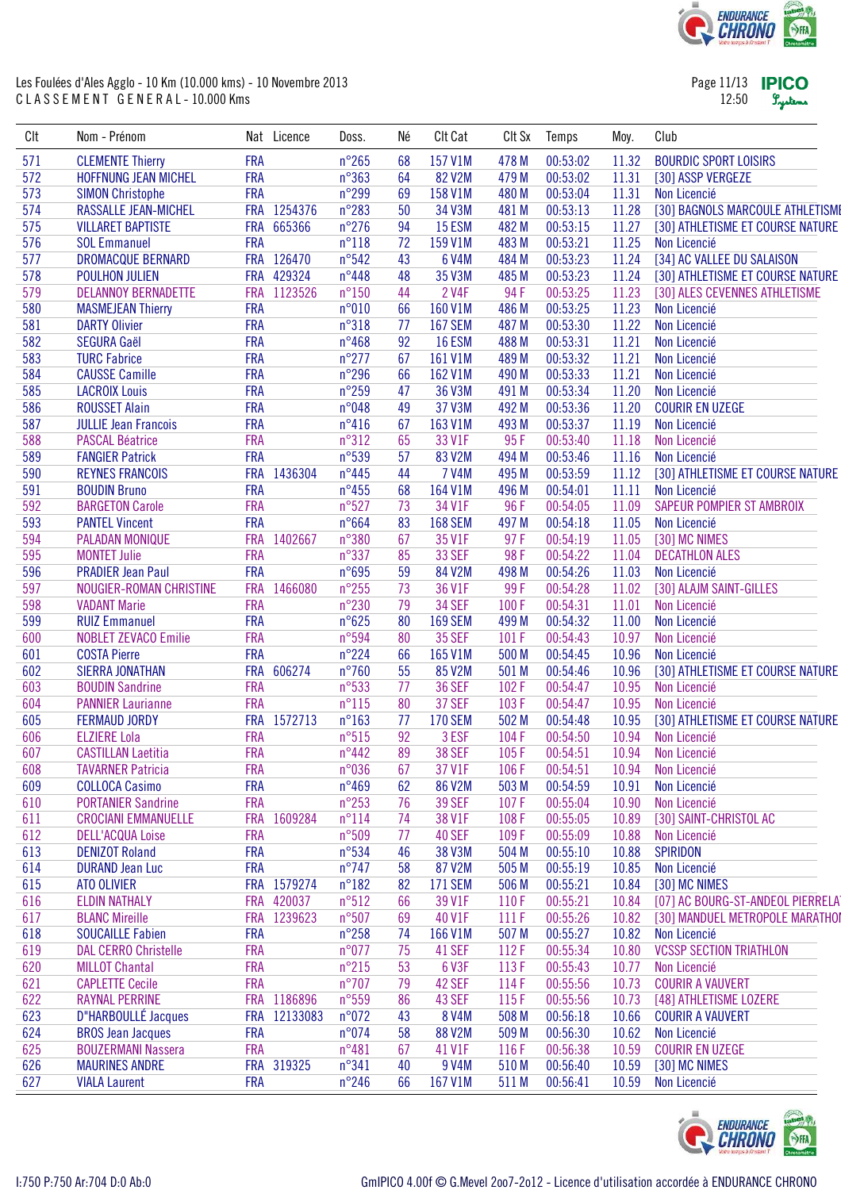Les Foulées d'Ales Agglo - 10 Km (10.000 kms) - 10 Novembre 2013

CLASSEMENT GENERAL - 10.000 Kms

| Clt | Nom - Prénom | Nat | Licence | Doss. | Né | Clt Cat | Clt Sx | Temps | Moy. | Club |
|---|---|---|---|---|---|---|---|---|---|---|
| 571 | CLEMENTE Thierry | FRA | | n°265 | 68 | 157 V1M | 478 M | 00:53:02 | 11.32 | BOURDIC SPORT LOISIRS |
| 572 | HOFFNUNG JEAN MICHEL | FRA | | n°363 | 64 | 82 V2M | 479 M | 00:53:02 | 11.31 | [30] ASSP VERGEZE |
| 573 | SIMON Christophe | FRA | | n°299 | 69 | 158 V1M | 480 M | 00:53:04 | 11.31 | Non Licencié |
| 574 | RASSALLE JEAN-MICHEL | FRA | 1254376 | n°283 | 50 | 34 V3M | 481 M | 00:53:13 | 11.28 | [30] BAGNOLS MARCOULE ATHLETISME |
| 575 | VILLARET BAPTISTE | FRA | 665366 | n°276 | 94 | 15 ESM | 482 M | 00:53:15 | 11.27 | [30] ATHLETISME ET COURSE NATURE |
| 576 | SOL Emmanuel | FRA | | n°118 | 72 | 159 V1M | 483 M | 00:53:21 | 11.25 | Non Licencié |
| 577 | DROMACQUE BERNARD | FRA | 126470 | n°542 | 43 | 6 V4M | 484 M | 00:53:23 | 11.24 | [34] AC VALLEE DU SALAISON |
| 578 | POULHON JULIEN | FRA | 429324 | n°448 | 48 | 35 V3M | 485 M | 00:53:23 | 11.24 | [30] ATHLETISME ET COURSE NATURE |
| 579 | DELANNOY BERNADETTE | FRA | 1123526 | n°150 | 44 | 2 V4F | 94 F | 00:53:25 | 11.23 | [30] ALES CEVENNES ATHLETISME |
| 580 | MASMEJEAN Thierry | FRA | | n°010 | 66 | 160 V1M | 486 M | 00:53:25 | 11.23 | Non Licencié |
| 581 | DARTY Olivier | FRA | | n°318 | 77 | 167 SEM | 487 M | 00:53:30 | 11.22 | Non Licencié |
| 582 | SEGURA Gaël | FRA | | n°468 | 92 | 16 ESM | 488 M | 00:53:31 | 11.21 | Non Licencié |
| 583 | TURC Fabrice | FRA | | n°277 | 67 | 161 V1M | 489 M | 00:53:32 | 11.21 | Non Licencié |
| 584 | CAUSSE Camille | FRA | | n°296 | 66 | 162 V1M | 490 M | 00:53:33 | 11.21 | Non Licencié |
| 585 | LACROIX Louis | FRA | | n°259 | 47 | 36 V3M | 491 M | 00:53:34 | 11.20 | Non Licencié |
| 586 | ROUSSET Alain | FRA | | n°048 | 49 | 37 V3M | 492 M | 00:53:36 | 11.20 | COURIR EN UZEGE |
| 587 | JULLIE Jean Francois | FRA | | n°416 | 67 | 163 V1M | 493 M | 00:53:37 | 11.19 | Non Licencié |
| 588 | PASCAL Béatrice | FRA | | n°312 | 65 | 33 V1F | 95 F | 00:53:40 | 11.18 | Non Licencié |
| 589 | FANGIER Patrick | FRA | | n°539 | 57 | 83 V2M | 494 M | 00:53:46 | 11.16 | Non Licencié |
| 590 | REYNES FRANCOIS | FRA | 1436304 | n°445 | 44 | 7 V4M | 495 M | 00:53:59 | 11.12 | [30] ATHLETISME ET COURSE NATURE |
| 591 | BOUDIN Bruno | FRA | | n°455 | 68 | 164 V1M | 496 M | 00:54:01 | 11.11 | Non Licencié |
| 592 | BARGETON Carole | FRA | | n°527 | 73 | 34 V1F | 96 F | 00:54:05 | 11.09 | SAPEUR POMPIER ST AMBROIX |
| 593 | PANTEL Vincent | FRA | | n°664 | 83 | 168 SEM | 497 M | 00:54:18 | 11.05 | Non Licencié |
| 594 | PALADAN MONIQUE | FRA | 1402667 | n°380 | 67 | 35 V1F | 97 F | 00:54:19 | 11.05 | [30] MC NIMES |
| 595 | MONTET Julie | FRA | | n°337 | 85 | 33 SEF | 98 F | 00:54:22 | 11.04 | DECATHLON ALES |
| 596 | PRADIER Jean Paul | FRA | | n°695 | 59 | 84 V2M | 498 M | 00:54:26 | 11.03 | Non Licencié |
| 597 | NOUGIER-ROMAN CHRISTINE | FRA | 1466080 | n°255 | 73 | 36 V1F | 99 F | 00:54:28 | 11.02 | [30] ALAJM SAINT-GILLES |
| 598 | VADANT Marie | FRA | | n°230 | 79 | 34 SEF | 100 F | 00:54:31 | 11.01 | Non Licencié |
| 599 | RUIZ Emmanuel | FRA | | n°625 | 80 | 169 SEM | 499 M | 00:54:32 | 11.00 | Non Licencié |
| 600 | NOBLET ZEVACO Emilie | FRA | | n°594 | 80 | 35 SEF | 101 F | 00:54:43 | 10.97 | Non Licencié |
| 601 | COSTA Pierre | FRA | | n°224 | 66 | 165 V1M | 500 M | 00:54:45 | 10.96 | Non Licencié |
| 602 | SIERRA JONATHAN | FRA | 606274 | n°760 | 55 | 85 V2M | 501 M | 00:54:46 | 10.96 | [30] ATHLETISME ET COURSE NATURE |
| 603 | BOUDIN Sandrine | FRA | | n°533 | 77 | 36 SEF | 102 F | 00:54:47 | 10.95 | Non Licencié |
| 604 | PANNIER Laurianne | FRA | | n°115 | 80 | 37 SEF | 103 F | 00:54:47 | 10.95 | Non Licencié |
| 605 | FERMAUD JORDY | FRA | 1572713 | n°163 | 77 | 170 SEM | 502 M | 00:54:48 | 10.95 | [30] ATHLETISME ET COURSE NATURE |
| 606 | ELZIERE Lola | FRA | | n°515 | 92 | 3 ESF | 104 F | 00:54:50 | 10.94 | Non Licencié |
| 607 | CASTILLAN Laetitia | FRA | | n°442 | 89 | 38 SEF | 105 F | 00:54:51 | 10.94 | Non Licencié |
| 608 | TAVARNER Patricia | FRA | | n°036 | 67 | 37 V1F | 106 F | 00:54:51 | 10.94 | Non Licencié |
| 609 | COLLOCA Casimo | FRA | | n°469 | 62 | 86 V2M | 503 M | 00:54:59 | 10.91 | Non Licencié |
| 610 | PORTANIER Sandrine | FRA | | n°253 | 76 | 39 SEF | 107 F | 00:55:04 | 10.90 | Non Licencié |
| 611 | CROCIANI EMMANUELLE | FRA | 1609284 | n°114 | 74 | 38 V1F | 108 F | 00:55:05 | 10.89 | [30] SAINT-CHRISTOL AC |
| 612 | DELL'ACQUA Loise | FRA | | n°509 | 77 | 40 SEF | 109 F | 00:55:09 | 10.88 | Non Licencié |
| 613 | DENIZOT Roland | FRA | | n°534 | 46 | 38 V3M | 504 M | 00:55:10 | 10.88 | SPIRIDON |
| 614 | DURAND Jean Luc | FRA | | n°747 | 58 | 87 V2M | 505 M | 00:55:19 | 10.85 | Non Licencié |
| 615 | ATO OLIVIER | FRA | 1579274 | n°182 | 82 | 171 SEM | 506 M | 00:55:21 | 10.84 | [30] MC NIMES |
| 616 | ELDIN NATHALY | FRA | 420037 | n°512 | 66 | 39 V1F | 110 F | 00:55:21 | 10.84 | [07] AC BOURG-ST-ANDEOL PIERRELA |
| 617 | BLANC Mireille | FRA | 1239623 | n°507 | 69 | 40 V1F | 111 F | 00:55:26 | 10.82 | [30] MANDUEL METROPOLE MARATHON |
| 618 | SOUCAILLE Fabien | FRA | | n°258 | 74 | 166 V1M | 507 M | 00:55:27 | 10.82 | Non Licencié |
| 619 | DAL CERRO Christelle | FRA | | n°077 | 75 | 41 SEF | 112 F | 00:55:34 | 10.80 | VCSSP SECTION TRIATHLON |
| 620 | MILLOT Chantal | FRA | | n°215 | 53 | 6 V3F | 113 F | 00:55:43 | 10.77 | Non Licencié |
| 621 | CAPLETTE Cecile | FRA | | n°707 | 79 | 42 SEF | 114 F | 00:55:56 | 10.73 | COURIR A VAUVERT |
| 622 | RAYNAL PERRINE | FRA | 1186896 | n°559 | 86 | 43 SEF | 115 F | 00:55:56 | 10.73 | [48] ATHLETISME LOZERE |
| 623 | D"HARBOULLÉ Jacques | FRA | 12133083 | n°072 | 43 | 8 V4M | 508 M | 00:56:18 | 10.66 | COURIR A VAUVERT |
| 624 | BROS Jean Jacques | FRA | | n°074 | 58 | 88 V2M | 509 M | 00:56:30 | 10.62 | Non Licencié |
| 625 | BOUZERMANI Nassera | FRA | | n°481 | 67 | 41 V1F | 116 F | 00:56:38 | 10.59 | COURIR EN UZEGE |
| 626 | MAURINES ANDRE | FRA | 319325 | n°341 | 40 | 9 V4M | 510 M | 00:56:40 | 10.59 | [30] MC NIMES |
| 627 | VIALA Laurent | FRA | | n°246 | 66 | 167 V1M | 511 M | 00:56:41 | 10.59 | Non Licencié |

I:750 P:750 Ar:704 D:0 Ab:0

GmIPICO 4.00f © G.Mevel 2oo7-2012 - Licence d'utilisation accordée à ENDURANCE CHRONO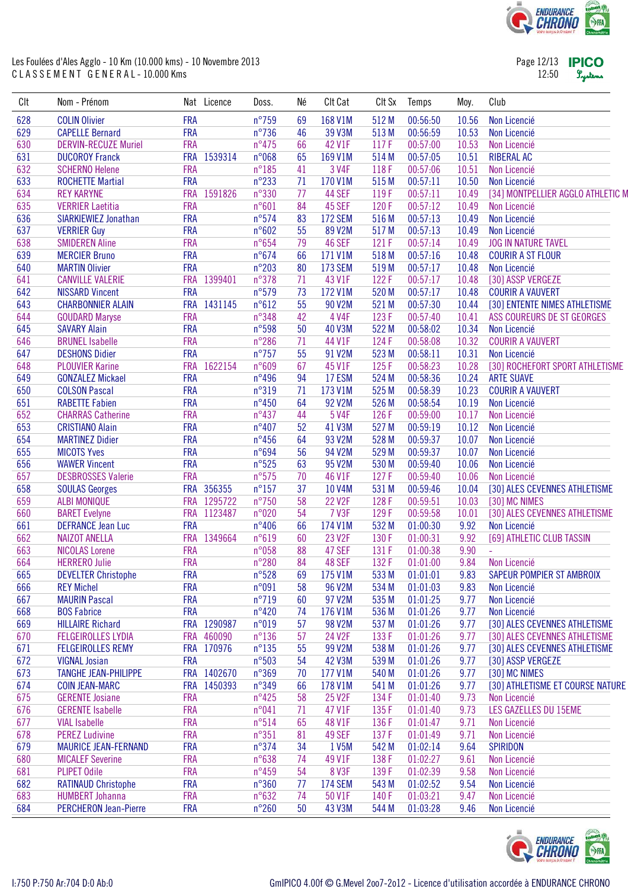Les Foulées d'Ales Agglo - 10 Km (10.000 kms) - 10 Novembre 2013

C L A S S E M E N T G E N E R A L - 10.000 Kms

| Clt | Nom - Prénom | Nat | Licence | Doss. | Né | Clt Cat | Clt Sx | Temps | Moy. | Club |
|---|---|---|---|---|---|---|---|---|---|---|
| 628 | COLIN Olivier | FRA | | n°759 | 69 | 168 V1M | 512 M | 00:56:50 | 10.56 | Non Licencié |
| 629 | CAPELLE Bernard | FRA | | n°736 | 46 | 39 V3M | 513 M | 00:56:59 | 10.53 | Non Licencié |
| 630 | DERVIN-RECUZE Muriel | FRA | | n°475 | 66 | 42 V1F | 117 F | 00:57:00 | 10.53 | Non Licencié |
| 631 | DUCOROY Franck | FRA | 1539314 | n°068 | 65 | 169 V1M | 514 M | 00:57:05 | 10.51 | RIBERAL AC |
| 632 | SCHERNO Helene | FRA | | n°185 | 41 | 3 V4F | 118 F | 00:57:06 | 10.51 | Non Licencié |
| 633 | ROCHETTE Martial | FRA | | n°233 | 71 | 170 V1M | 515 M | 00:57:11 | 10.50 | Non Licencié |
| 634 | REY KARYNE | FRA | 1591826 | n°330 | 77 | 44 SEF | 119 F | 00:57:11 | 10.49 | [34] MONTPELLIER AGGLO ATHLETIC M |
| 635 | VERRIER Laetitia | FRA | | n°601 | 84 | 45 SEF | 120 F | 00:57:12 | 10.49 | Non Licencié |
| 636 | SIARKIEWIEZ Jonathan | FRA | | n°574 | 83 | 172 SEM | 516 M | 00:57:13 | 10.49 | Non Licencié |
| 637 | VERRIER Guy | FRA | | n°602 | 55 | 89 V2M | 517 M | 00:57:13 | 10.49 | Non Licencié |
| 638 | SMIDEREN Aline | FRA | | n°654 | 79 | 46 SEF | 121 F | 00:57:14 | 10.49 | JOG IN NATURE TAVEL |
| 639 | MERCIER Bruno | FRA | | n°674 | 66 | 171 V1M | 518 M | 00:57:16 | 10.48 | COURIR A ST FLOUR |
| 640 | MARTIN Olivier | FRA | | n°203 | 80 | 173 SEM | 519 M | 00:57:17 | 10.48 | Non Licencié |
| 641 | CANVILLE VALERIE | FRA | 1399401 | n°378 | 71 | 43 V1F | 122 F | 00:57:17 | 10.48 | [30] ASSP VERGEZE |
| 642 | NISSARD Vincent | FRA | | n°579 | 73 | 172 V1M | 520 M | 00:57:17 | 10.48 | COURIR A VAUVERT |
| 643 | CHARBONNIER ALAIN | FRA | 1431145 | n°612 | 55 | 90 V2M | 521 M | 00:57:30 | 10.44 | [30] ENTENTE NIMES ATHLETISME |
| 644 | GOUDARD Maryse | FRA | | n°348 | 42 | 4 V4F | 123 F | 00:57:40 | 10.41 | ASS COUREURS DE ST GEORGES |
| 645 | SAVARY Alain | FRA | | n°598 | 50 | 40 V3M | 522 M | 00:58:02 | 10.34 | Non Licencié |
| 646 | BRUNEL Isabelle | FRA | | n°286 | 71 | 44 V1F | 124 F | 00:58:08 | 10.32 | COURIR A VAUVERT |
| 647 | DESHONS Didier | FRA | | n°757 | 55 | 91 V2M | 523 M | 00:58:11 | 10.31 | Non Licencié |
| 648 | PLOUVIER Karine | FRA | 1622154 | n°609 | 67 | 45 V1F | 125 F | 00:58:23 | 10.28 | [30] ROCHEFORT SPORT ATHLETISME |
| 649 | GONZALEZ Mickael | FRA | | n°496 | 94 | 17 ESM | 524 M | 00:58:36 | 10.24 | ARTE SUAVE |
| 650 | COLSON Pascal | FRA | | n°319 | 71 | 173 V1M | 525 M | 00:58:39 | 10.23 | COURIR A VAUVERT |
| 651 | RABETTE Fabien | FRA | | n°450 | 64 | 92 V2M | 526 M | 00:58:54 | 10.19 | Non Licencié |
| 652 | CHARRAS Catherine | FRA | | n°437 | 44 | 5 V4F | 126 F | 00:59:00 | 10.17 | Non Licencié |
| 653 | CRISTIANO Alain | FRA | | n°407 | 52 | 41 V3M | 527 M | 00:59:19 | 10.12 | Non Licencié |
| 654 | MARTINEZ Didier | FRA | | n°456 | 64 | 93 V2M | 528 M | 00:59:37 | 10.07 | Non Licencié |
| 655 | MICOTS Yves | FRA | | n°694 | 56 | 94 V2M | 529 M | 00:59:37 | 10.07 | Non Licencié |
| 656 | WAWER Vincent | FRA | | n°525 | 63 | 95 V2M | 530 M | 00:59:40 | 10.06 | Non Licencié |
| 657 | DESBROSSES Valerie | FRA | | n°575 | 70 | 46 V1F | 127 F | 00:59:40 | 10.06 | Non Licencié |
| 658 | SOULAS Georges | FRA | 356355 | n°157 | 37 | 10 V4M | 531 M | 00:59:46 | 10.04 | [30] ALES CEVENNES ATHLETISME |
| 659 | ALBI MONIQUE | FRA | 1295722 | n°750 | 58 | 22 V2F | 128 F | 00:59:51 | 10.03 | [30] MC NIMES |
| 660 | BARET Evelyne | FRA | 1123487 | n°020 | 54 | 7 V3F | 129 F | 00:59:58 | 10.01 | [30] ALES CEVENNES ATHLETISME |
| 661 | DEFRANCE Jean Luc | FRA | | n°406 | 66 | 174 V1M | 532 M | 01:00:30 | 9.92 | Non Licencié |
| 662 | NAIZOT ANELLA | FRA | 1349664 | n°619 | 60 | 23 V2F | 130 F | 01:00:31 | 9.92 | [69] ATHLETIC CLUB TASSIN |
| 663 | NICOLAS Lorene | FRA | | n°058 | 88 | 47 SEF | 131 F | 01:00:38 | 9.90 | - |
| 664 | HERRERO Julie | FRA | | n°280 | 84 | 48 SEF | 132 F | 01:01:00 | 9.84 | Non Licencié |
| 665 | DEVELTER Christophe | FRA | | n°528 | 69 | 175 V1M | 533 M | 01:01:01 | 9.83 | SAPEUR POMPIER ST AMBROIX |
| 666 | REY Michel | FRA | | n°091 | 58 | 96 V2M | 534 M | 01:01:03 | 9.83 | Non Licencié |
| 667 | MAURIN Pascal | FRA | | n°719 | 60 | 97 V2M | 535 M | 01:01:25 | 9.77 | Non Licencié |
| 668 | BOS Fabrice | FRA | | n°420 | 74 | 176 V1M | 536 M | 01:01:26 | 9.77 | Non Licencié |
| 669 | HILLAIRE Richard | FRA | 1290987 | n°019 | 57 | 98 V2M | 537 M | 01:01:26 | 9.77 | [30] ALES CEVENNES ATHLETISME |
| 670 | FELGEIROLLES LYDIA | FRA | 460090 | n°136 | 57 | 24 V2F | 133 F | 01:01:26 | 9.77 | [30] ALES CEVENNES ATHLETISME |
| 671 | FELGEIROLLES REMY | FRA | 170976 | n°135 | 55 | 99 V2M | 538 M | 01:01:26 | 9.77 | [30] ALES CEVENNES ATHLETISME |
| 672 | VIGNAL Josian | FRA | | n°503 | 54 | 42 V3M | 539 M | 01:01:26 | 9.77 | [30] ASSP VERGEZE |
| 673 | TANGHE JEAN-PHILIPPE | FRA | 1402670 | n°369 | 70 | 177 V1M | 540 M | 01:01:26 | 9.77 | [30] MC NIMES |
| 674 | COIN JEAN-MARC | FRA | 1450393 | n°349 | 66 | 178 V1M | 541 M | 01:01:26 | 9.77 | [30] ATHLETISME ET COURSE NATURE |
| 675 | GERENTE Josiane | FRA | | n°425 | 58 | 25 V2F | 134 F | 01:01:40 | 9.73 | Non Licencié |
| 676 | GERENTE Isabelle | FRA | | n°041 | 71 | 47 V1F | 135 F | 01:01:40 | 9.73 | LES GAZELLES DU 15EME |
| 677 | VIAL Isabelle | FRA | | n°514 | 65 | 48 V1F | 136 F | 01:01:47 | 9.71 | Non Licencié |
| 678 | PEREZ Ludivine | FRA | | n°351 | 81 | 49 SEF | 137 F | 01:01:49 | 9.71 | Non Licencié |
| 679 | MAURICE JEAN-FERNAND | FRA | | n°374 | 34 | 1 V5M | 542 M | 01:02:14 | 9.64 | SPIRIDON |
| 680 | MICALEF Severine | FRA | | n°638 | 74 | 49 V1F | 138 F | 01:02:27 | 9.61 | Non Licencié |
| 681 | PLIPET Odile | FRA | | n°459 | 54 | 8 V3F | 139 F | 01:02:39 | 9.58 | Non Licencié |
| 682 | RATINAUD Christophe | FRA | | n°360 | 77 | 174 SEM | 543 M | 01:02:52 | 9.54 | Non Licencié |
| 683 | HUMBERT Johanna | FRA | | n°632 | 74 | 50 V1F | 140 F | 01:03:21 | 9.47 | Non Licencié |
| 684 | PERCHERON Jean-Pierre | FRA | | n°260 | 50 | 43 V3M | 544 M | 01:03:28 | 9.46 | Non Licencié |

I:750 P:750 Ar:704 D:0 Ab:0

GmIPICO 4.00f © G.Mevel 2oo7-2012 - Licence d'utilisation accordée à ENDURANCE CHRONO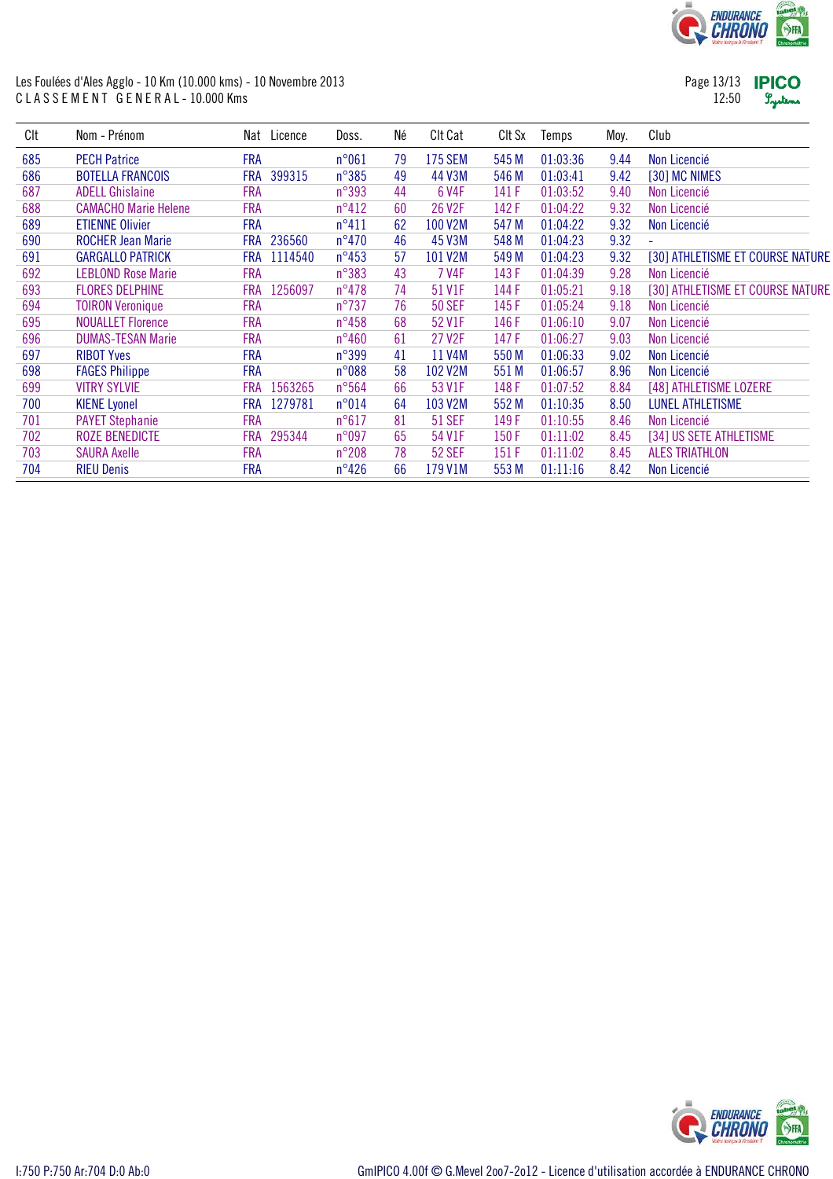Les Foulées d'Ales Agglo - 10 Km (10.000 kms) - 10 Novembre 2013

CLASSEMENT GENERAL - 10.000 Kms

| Clt | Nom - Prénom | Nat | Licence | Doss. | Né | Clt Cat | Clt Sx | Temps | Moy. | Club |
|---|---|---|---|---|---|---|---|---|---|---|
| 685 | PECH Patrice | FRA | | n°061 | 79 | 175 SEM | 545 M | 01:03:36 | 9.44 | Non Licencié |
| 686 | BOTELLA FRANCOIS | FRA | 399315 | n°385 | 49 | 44 V3M | 546 M | 01:03:41 | 9.42 | [30] MC NIMES |
| 687 | ADELL Ghislaine | FRA | | n°393 | 44 | 6 V4F | 141 F | 01:03:52 | 9.40 | Non Licencié |
| 688 | CAMACHO Marie Helene | FRA | | n°412 | 60 | 26 V2F | 142 F | 01:04:22 | 9.32 | Non Licencié |
| 689 | ETIENNE Olivier | FRA | | n°411 | 62 | 100 V2M | 547 M | 01:04:22 | 9.32 | Non Licencié |
| 690 | ROCHER Jean Marie | FRA | 236560 | n°470 | 46 | 45 V3M | 548 M | 01:04:23 | 9.32 | - |
| 691 | GARGALLO PATRICK | FRA | 1114540 | n°453 | 57 | 101 V2M | 549 M | 01:04:23 | 9.32 | [30] ATHLETISME ET COURSE NATURE |
| 692 | LEBLOND Rose Marie | FRA | | n°383 | 43 | 7 V4F | 143 F | 01:04:39 | 9.28 | Non Licencié |
| 693 | FLORES DELPHINE | FRA | 1256097 | n°478 | 74 | 51 V1F | 144 F | 01:05:21 | 9.18 | [30] ATHLETISME ET COURSE NATURE |
| 694 | TOIRON Veronique | FRA | | n°737 | 76 | 50 SEF | 145 F | 01:05:24 | 9.18 | Non Licencié |
| 695 | NOUALLET Florence | FRA | | n°458 | 68 | 52 V1F | 146 F | 01:06:10 | 9.07 | Non Licencié |
| 696 | DUMAS-TESAN Marie | FRA | | n°460 | 61 | 27 V2F | 147 F | 01:06:27 | 9.03 | Non Licencié |
| 697 | RIBOT Yves | FRA | | n°399 | 41 | 11 V4M | 550 M | 01:06:33 | 9.02 | Non Licencié |
| 698 | FAGES Philippe | FRA | | n°088 | 58 | 102 V2M | 551 M | 01:06:57 | 8.96 | Non Licencié |
| 699 | VITRY SYLVIE | FRA | 1563265 | n°564 | 66 | 53 V1F | 148 F | 01:07:52 | 8.84 | [48] ATHLETISME LOZERE |
| 700 | KIENE Lyonel | FRA | 1279781 | n°014 | 64 | 103 V2M | 552 M | 01:10:35 | 8.50 | LUNEL ATHLETISME |
| 701 | PAYET Stephanie | FRA | | n°617 | 81 | 51 SEF | 149 F | 01:10:55 | 8.46 | Non Licencié |
| 702 | ROZE BENEDICTE | FRA | 295344 | n°097 | 65 | 54 V1F | 150 F | 01:11:02 | 8.45 | [34] US SETE ATHLETISME |
| 703 | SAURA Axelle | FRA | | n°208 | 78 | 52 SEF | 151 F | 01:11:02 | 8.45 | ALES TRIATHLON |
| 704 | RIEU Denis | FRA | | n°426 | 66 | 179 V1M | 553 M | 01:11:16 | 8.42 | Non Licencié |

I:750 P:750 Ar:704 D:0 Ab:0